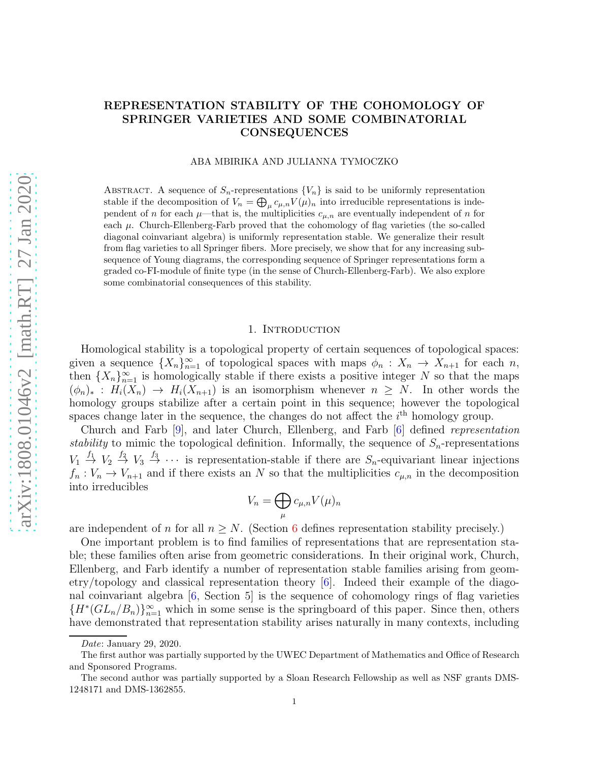# REPRESENTATION STABILITY OF THE COHOMOLOGY OF SPRINGER VARIETIES AND SOME COMBINATORIAL CONSEQUENCES

ABA MBIRIKA AND JULIANNA TYMOCZKO

ABSTRACT. A sequence of $S_n$-representations $\{V_n\}$ is said to be uniformly representation stable if the decomposition of $V_n = \bigoplus_\mu c_{\mu,n} V(\mu)_n$ into irreducible representations is independent of $n$ for each $\mu$—that is, the multiplicities $c_{\mu,n}$ are eventually independent of $n$ for each $\mu$. Church-Ellenberg-Farb proved that the cohomology of flag varieties (the so-called diagonal coinvariant algebra) is uniformly representation stable. We generalize their result from flag varieties to all Springer fibers. More precisely, we show that for any increasing subsequence of Young diagrams, the corresponding sequence of Springer representations form a graded co-FI-module of finite type (in the sense of Church-Ellenberg-Farb). We also explore some combinatorial consequences of this stability.

## 1. Introduction

Homological stability is a topological property of certain sequences of topological spaces: given a sequence $\{X_n\}_{n=1}^\infty$ of topological spaces with maps $\phi_n : X_n \to X_{n+1}$ for each $n$, then $\{X_n\}_{n=1}^\infty$ is homologically stable if there exists a positive integer $N$ so that the maps $(\phi_n)_* : H_i(X_n) \to H_i(X_{n+1})$ is an isomorphism whenever $n \geq N$. In other words the homology groups stabilize after a certain point in this sequence; however the topological spaces change later in the sequence, the changes do not affect the $i^{\text{th}}$ homology group.

Church and Farb [9], and later Church, Ellenberg, and Farb [6] defined *representation stability* to mimic the topological definition. Informally, the sequence of $S_n$-representations $V_1 \xrightarrow{f_1} V_2 \xrightarrow{f_2} V_3 \xrightarrow{f_3} \cdots$ is representation-stable if there are $S_n$-equivariant linear injections $f_n : V_n \to V_{n+1}$ and if there exists an $N$ so that the multiplicities $c_{\mu,n}$ in the decomposition into irreducibles

$$V_n = \bigoplus_\mu c_{\mu,n} V(\mu)_n$$

are independent of $n$ for all $n \geq N$. (Section 6 defines representation stability precisely.)

One important problem is to find families of representations that are representation stable; these families often arise from geometric considerations. In their original work, Church, Ellenberg, and Farb identify a number of representation stable families arising from geometry/topology and classical representation theory [6]. Indeed their example of the diagonal coinvariant algebra [6, Section 5] is the sequence of cohomology rings of flag varieties $\{H^*(GL_n/B_n)\}_{n=1}^\infty$ which in some sense is the springboard of this paper. Since then, others have demonstrated that representation stability arises naturally in many contexts, including

*Date*: January 29, 2020.

The first author was partially supported by the UWEC Department of Mathematics and Office of Research and Sponsored Programs.

The second author was partially supported by a Sloan Research Fellowship as well as NSF grants DMS-1248171 and DMS-1362855.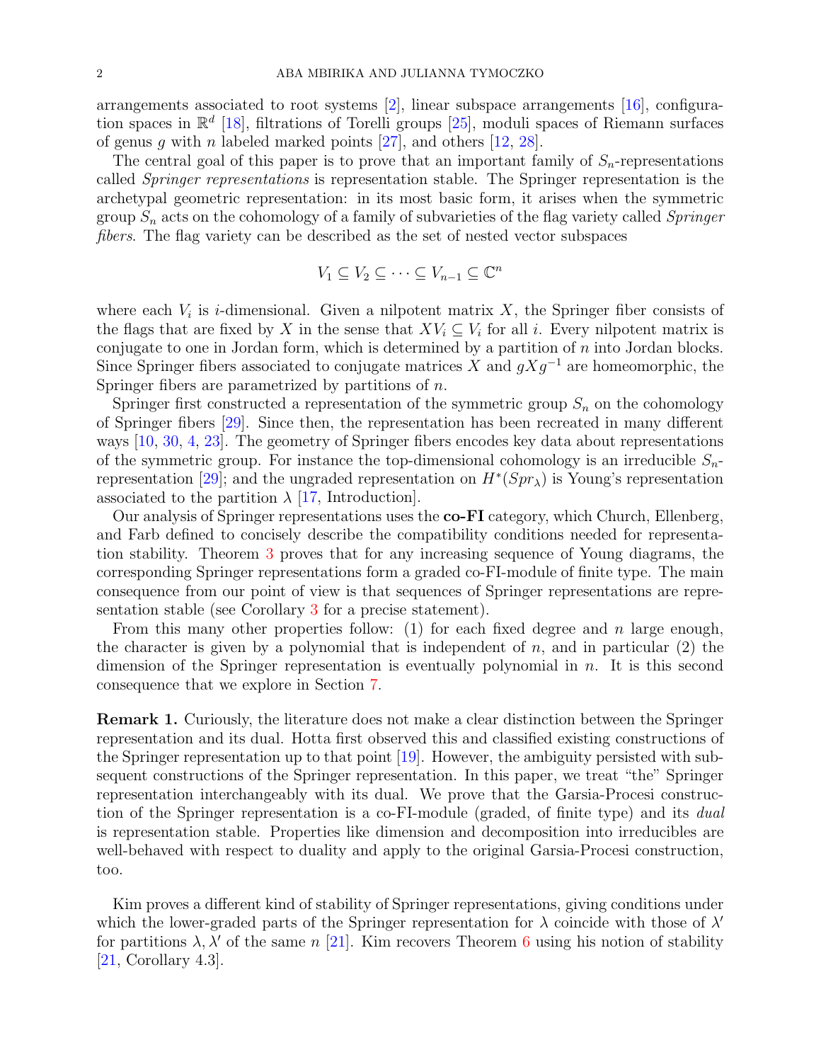arrangements associated to root systems [2], linear subspace arrangements [16], configuration spaces in $\mathbb{R}^d$ [18], filtrations of Torelli groups [25], moduli spaces of Riemann surfaces of genus $g$ with $n$ labeled marked points [27], and others [12, 28].

The central goal of this paper is to prove that an important family of $S_n$-representations called *Springer representations* is representation stable. The Springer representation is the archetypal geometric representation: in its most basic form, it arises when the symmetric group $S_n$ acts on the cohomology of a family of subvarieties of the flag variety called *Springer fibers*. The flag variety can be described as the set of nested vector subspaces

$$V_1 \subseteq V_2 \subseteq \cdots \subseteq V_{n-1} \subseteq \mathbb{C}^n$$

where each $V_i$ is $i$-dimensional. Given a nilpotent matrix $X$, the Springer fiber consists of the flags that are fixed by $X$ in the sense that $XV_i \subseteq V_i$ for all $i$. Every nilpotent matrix is conjugate to one in Jordan form, which is determined by a partition of $n$ into Jordan blocks. Since Springer fibers associated to conjugate matrices $X$ and $gXg^{-1}$ are homeomorphic, the Springer fibers are parametrized by partitions of $n$.

Springer first constructed a representation of the symmetric group $S_n$ on the cohomology of Springer fibers [29]. Since then, the representation has been recreated in many different ways [10, 30, 4, 23]. The geometry of Springer fibers encodes key data about representations of the symmetric group. For instance the top-dimensional cohomology is an irreducible $S_n$-representation [29]; and the ungraded representation on $H^*(Spr_\lambda)$ is Young's representation associated to the partition $\lambda$ [17, Introduction].

Our analysis of Springer representations uses the **co-FI** category, which Church, Ellenberg, and Farb defined to concisely describe the compatibility conditions needed for representation stability. Theorem 3 proves that for any increasing sequence of Young diagrams, the corresponding Springer representations form a graded co-FI-module of finite type. The main consequence from our point of view is that sequences of Springer representations are representation stable (see Corollary 3 for a precise statement).

From this many other properties follow: (1) for each fixed degree and $n$ large enough, the character is given by a polynomial that is independent of $n$, and in particular (2) the dimension of the Springer representation is eventually polynomial in $n$. It is this second consequence that we explore in Section 7.

**Remark 1.** Curiously, the literature does not make a clear distinction between the Springer representation and its dual. Hotta first observed this and classified existing constructions of the Springer representation up to that point [19]. However, the ambiguity persisted with subsequent constructions of the Springer representation. In this paper, we treat "the" Springer representation interchangeably with its dual. We prove that the Garsia-Procesi construction of the Springer representation is a co-FI-module (graded, of finite type) and its *dual* is representation stable. Properties like dimension and decomposition into irreducibles are well-behaved with respect to duality and apply to the original Garsia-Procesi construction, too.

Kim proves a different kind of stability of Springer representations, giving conditions under which the lower-graded parts of the Springer representation for $\lambda$ coincide with those of $\lambda'$ for partitions $\lambda, \lambda'$ of the same $n$ [21]. Kim recovers Theorem 6 using his notion of stability [21, Corollary 4.3].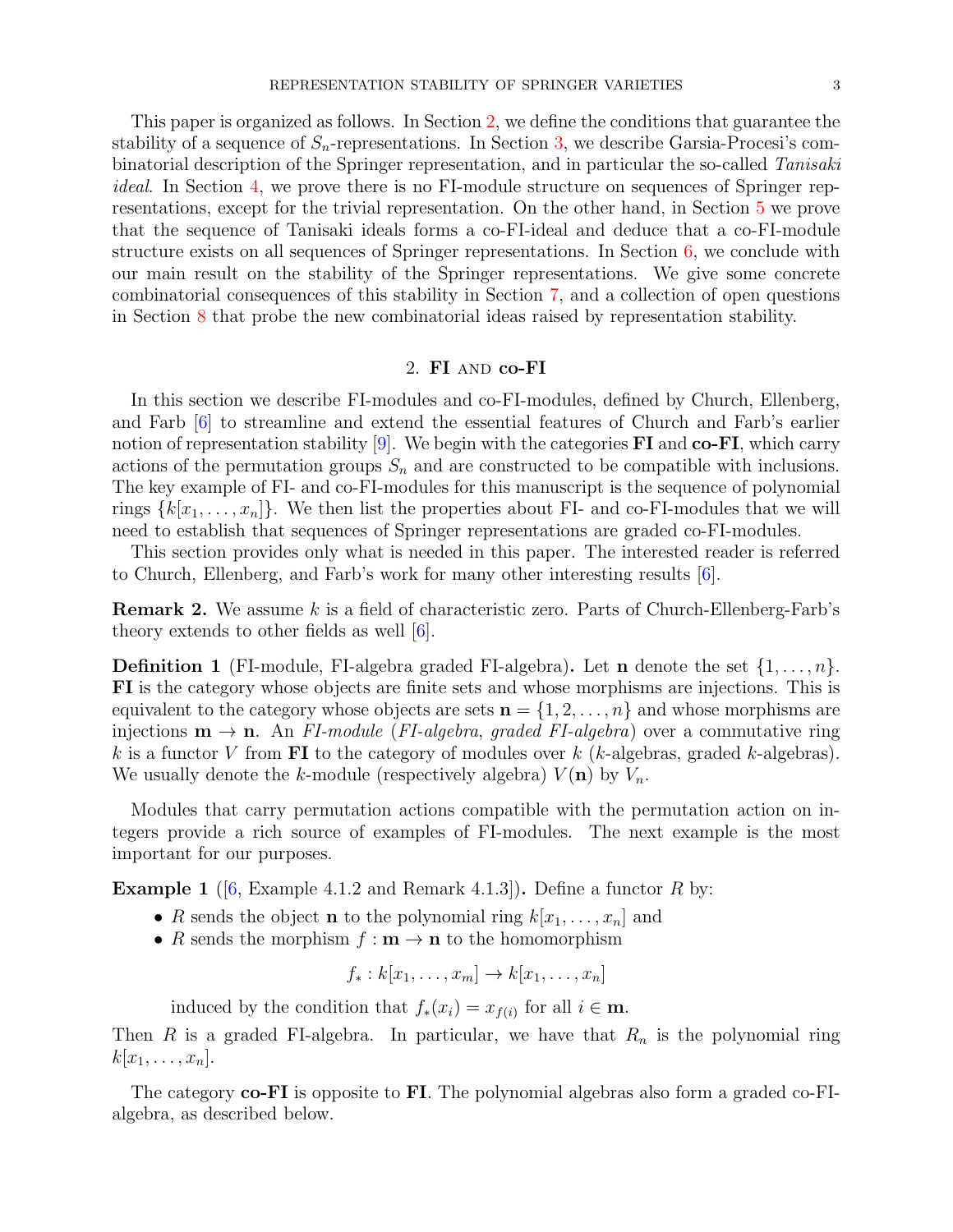This paper is organized as follows. In Section 2, we define the conditions that guarantee the stability of a sequence of $S_n$-representations. In Section 3, we describe Garsia-Procesi's combinatorial description of the Springer representation, and in particular the so-called *Tanisaki ideal*. In Section 4, we prove there is no FI-module structure on sequences of Springer representations, except for the trivial representation. On the other hand, in Section 5 we prove that the sequence of Tanisaki ideals forms a co-FI-ideal and deduce that a co-FI-module structure exists on all sequences of Springer representations. In Section 6, we conclude with our main result on the stability of the Springer representations. We give some concrete combinatorial consequences of this stability in Section 7, and a collection of open questions in Section 8 that probe the new combinatorial ideas raised by representation stability.

## 2. FI and co-FI

In this section we describe FI-modules and co-FI-modules, defined by Church, Ellenberg, and Farb [6] to streamline and extend the essential features of Church and Farb's earlier notion of representation stability [9]. We begin with the categories **FI** and **co-FI**, which carry actions of the permutation groups $S_n$ and are constructed to be compatible with inclusions. The key example of FI- and co-FI-modules for this manuscript is the sequence of polynomial rings $\{k[x_1, \ldots, x_n]\}$. We then list the properties about FI- and co-FI-modules that we will need to establish that sequences of Springer representations are graded co-FI-modules.

This section provides only what is needed in this paper. The interested reader is referred to Church, Ellenberg, and Farb's work for many other interesting results [6].

**Remark 2.** We assume $k$ is a field of characteristic zero. Parts of Church-Ellenberg-Farb's theory extends to other fields as well [6].

**Definition 1** (FI-module, FI-algebra graded FI-algebra)**.** Let $\mathbf{n}$ denote the set $\{1, \ldots, n\}$. **FI** is the category whose objects are finite sets and whose morphisms are injections. This is equivalent to the category whose objects are sets $\mathbf{n} = \{1, 2, \ldots, n\}$ and whose morphisms are injections $\mathbf{m} \to \mathbf{n}$. An *FI-module* (*FI-algebra*, *graded FI-algebra*) over a commutative ring $k$ is a functor $V$ from **FI** to the category of modules over $k$ ($k$-algebras, graded $k$-algebras). We usually denote the $k$-module (respectively algebra) $V(\mathbf{n})$ by $V_n$.

Modules that carry permutation actions compatible with the permutation action on integers provide a rich source of examples of FI-modules. The next example is the most important for our purposes.

**Example 1** ([6, Example 4.1.2 and Remark 4.1.3])**.** Define a functor $R$ by:

- $R$ sends the object $\mathbf{n}$ to the polynomial ring $k[x_1, \ldots, x_n]$ and
- $R$ sends the morphism $f : \mathbf{m} \to \mathbf{n}$ to the homomorphism

$$f_* : k[x_1, \ldots, x_m] \to k[x_1, \ldots, x_n]$$

induced by the condition that $f_*(x_i) = x_{f(i)}$ for all $i \in \mathbf{m}$.

Then $R$ is a graded FI-algebra. In particular, we have that $R_n$ is the polynomial ring $k[x_1, \ldots, x_n]$.

The category **co-FI** is opposite to **FI**. The polynomial algebras also form a graded co-FI-algebra, as described below.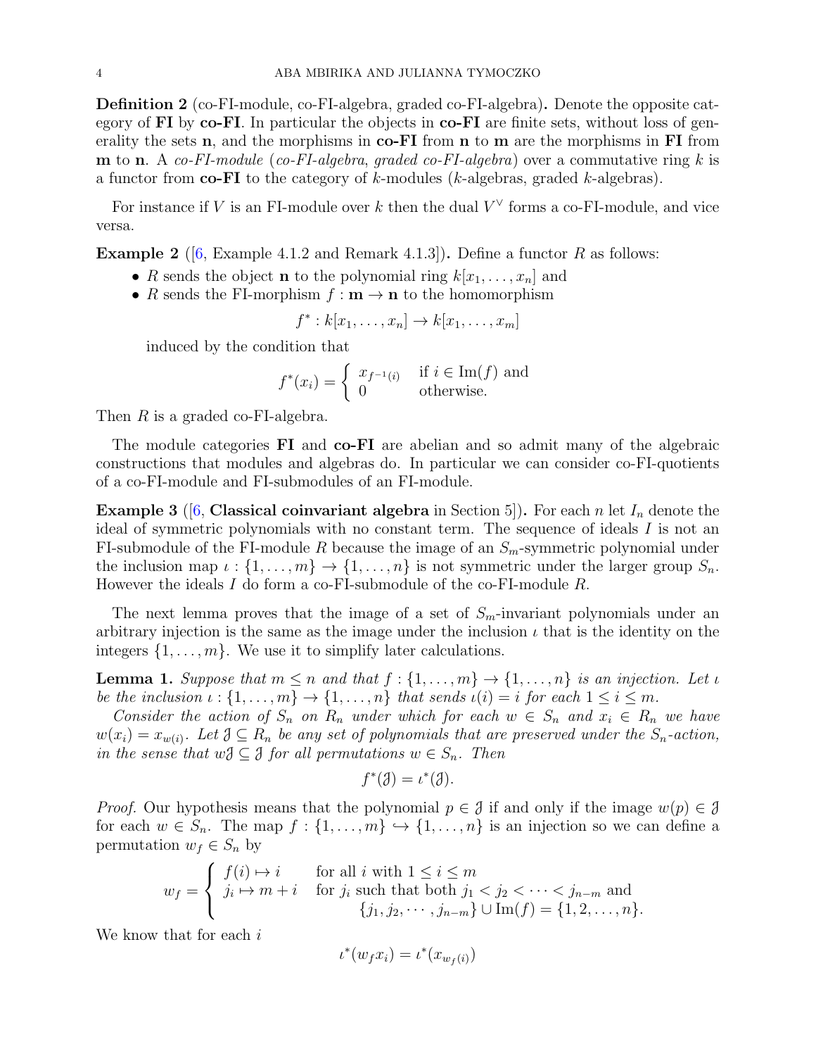**Definition 2** (co-FI-module, co-FI-algebra, graded co-FI-algebra)**.** Denote the opposite category of **FI** by **co-FI**. In particular the objects in **co-FI** are finite sets, without loss of generality the sets **n**, and the morphisms in **co-FI** from **n** to **m** are the morphisms in **FI** from **m** to **n**. A *co-FI-module* (*co-FI-algebra*, *graded co-FI-algebra*) over a commutative ring $k$ is a functor from **co-FI** to the category of $k$-modules ($k$-algebras, graded $k$-algebras).

For instance if $V$ is an FI-module over $k$ then the dual $V^\vee$ forms a co-FI-module, and vice versa.

**Example 2** ([6, Example 4.1.2 and Remark 4.1.3])**.** Define a functor $R$ as follows:

- $R$ sends the object **n** to the polynomial ring $k[x_1, \ldots, x_n]$ and
- $R$ sends the FI-morphism $f : \mathbf{m} \to \mathbf{n}$ to the homomorphism

$$f^* : k[x_1, \ldots, x_n] \to k[x_1, \ldots, x_m]$$

  induced by the condition that

$$f^*(x_i) = \begin{cases} x_{f^{-1}(i)} & \text{if } i \in \text{Im}(f) \text{ and} \\ 0 & \text{otherwise.} \end{cases}$$

Then $R$ is a graded co-FI-algebra.

The module categories **FI** and **co-FI** are abelian and so admit many of the algebraic constructions that modules and algebras do. In particular we can consider co-FI-quotients of a co-FI-module and FI-submodules of an FI-module.

**Example 3** ([6, **Classical coinvariant algebra** in Section 5])**.** For each $n$ let $I_n$ denote the ideal of symmetric polynomials with no constant term. The sequence of ideals $I$ is not an FI-submodule of the FI-module $R$ because the image of an $S_m$-symmetric polynomial under the inclusion map $\iota : \{1, \ldots, m\} \to \{1, \ldots, n\}$ is not symmetric under the larger group $S_n$. However the ideals $I$ do form a co-FI-submodule of the co-FI-module $R$.

The next lemma proves that the image of a set of $S_m$-invariant polynomials under an arbitrary injection is the same as the image under the inclusion $\iota$ that is the identity on the integers $\{1, \ldots, m\}$. We use it to simplify later calculations.

**Lemma 1.** *Suppose that $m \leq n$ and that $f : \{1, \ldots, m\} \to \{1, \ldots, n\}$ is an injection. Let $\iota$ be the inclusion $\iota : \{1, \ldots, m\} \to \{1, \ldots, n\}$ that sends $\iota(i) = i$ for each $1 \leq i \leq m$.*

*Consider the action of $S_n$ on $R_n$ under which for each $w \in S_n$ and $x_i \in R_n$ we have $w(x_i) = x_{w(i)}$. Let $\mathfrak{J} \subseteq R_n$ be any set of polynomials that are preserved under the $S_n$-action, in the sense that $w\mathfrak{J} \subseteq \mathfrak{J}$ for all permutations $w \in S_n$. Then*

$$f^*(\mathfrak{J}) = \iota^*(\mathfrak{J}).$$

*Proof.* Our hypothesis means that the polynomial $p \in \mathfrak{J}$ if and only if the image $w(p) \in \mathfrak{J}$ for each $w \in S_n$. The map $f : \{1, \ldots, m\} \hookrightarrow \{1, \ldots, n\}$ is an injection so we can define a permutation $w_f \in S_n$ by

$$w_f = \begin{cases} f(i) \mapsto i & \text{for all } i \text{ with } 1 \leq i \leq m \\ j_i \mapsto m + i & \text{for } j_i \text{ such that both } j_1 < j_2 < \cdots < j_{n-m} \text{ and} \\ & \qquad \{j_1, j_2, \cdots, j_{n-m}\} \cup \text{Im}(f) = \{1, 2, \ldots, n\}. \end{cases}$$

We know that for each $i$

$$\iota^*(w_f x_i) = \iota^*(x_{w_f(i)})$$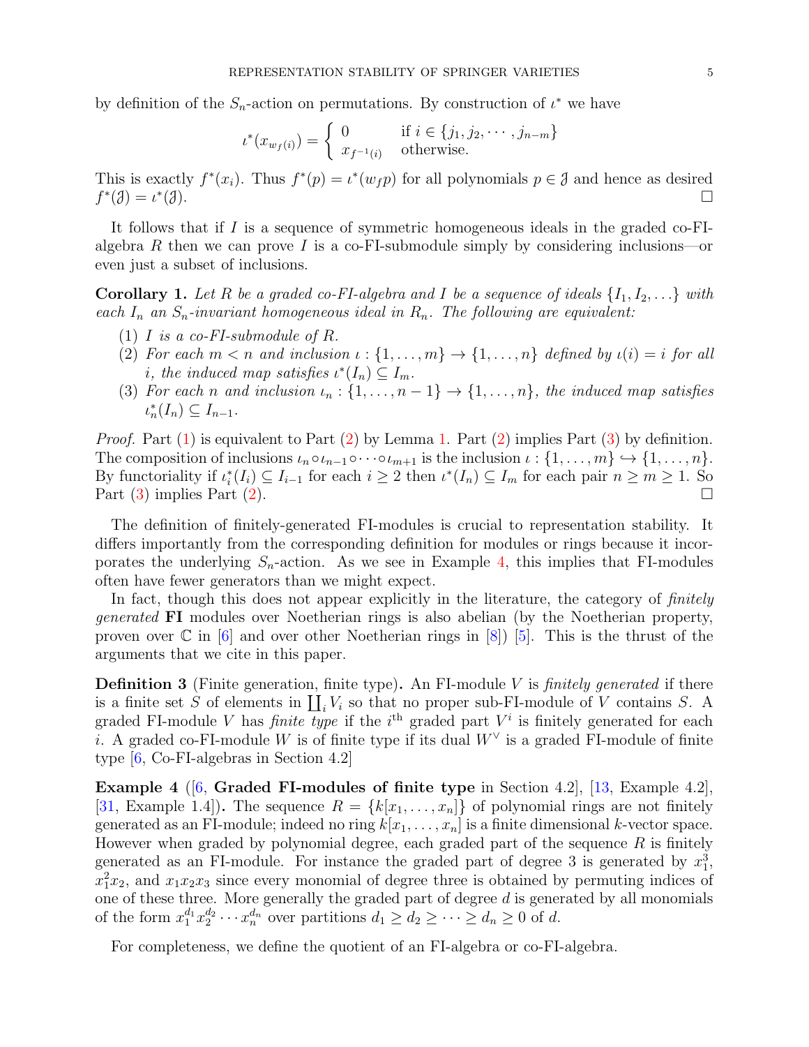by definition of the $S_n$-action on permutations. By construction of $\iota^*$ we have

$$\iota^*(x_{w_f(i)}) = \begin{cases} 0 & \text{if } i \in \{j_1, j_2, \cdots, j_{n-m}\} \\ x_{f^{-1}(i)} & \text{otherwise.} \end{cases}$$

This is exactly $f^*(x_i)$. Thus $f^*(p) = \iota^*(w_f p)$ for all polynomials $p \in \mathcal{J}$ and hence as desired $f^*(\mathcal{J}) = \iota^*(\mathcal{J})$. □

It follows that if $I$ is a sequence of symmetric homogeneous ideals in the graded co-FI-algebra $R$ then we can prove $I$ is a co-FI-submodule simply by considering inclusions—or even just a subset of inclusions.

**Corollary 1.** *Let $R$ be a graded co-FI-algebra and $I$ be a sequence of ideals $\{I_1, I_2, \ldots\}$ with each $I_n$ an $S_n$-invariant homogeneous ideal in $R_n$. The following are equivalent:*

1. *$I$ is a co-FI-submodule of $R$.*
2. *For each $m < n$ and inclusion $\iota : \{1, \ldots, m\} \to \{1, \ldots, n\}$ defined by $\iota(i) = i$ for all $i$, the induced map satisfies $\iota^*(I_n) \subseteq I_m$.*
3. *For each $n$ and inclusion $\iota_n : \{1, \ldots, n-1\} \to \{1, \ldots, n\}$, the induced map satisfies $\iota_n^*(I_n) \subseteq I_{n-1}$.*

*Proof.* Part (1) is equivalent to Part (2) by Lemma 1. Part (2) implies Part (3) by definition. The composition of inclusions $\iota_n \circ \iota_{n-1} \circ \cdots \circ \iota_{m+1}$ is the inclusion $\iota : \{1, \ldots, m\} \hookrightarrow \{1, \ldots, n\}$. By functoriality if $\iota_i^*(I_i) \subseteq I_{i-1}$ for each $i \geq 2$ then $\iota^*(I_n) \subseteq I_m$ for each pair $n \geq m \geq 1$. So Part (3) implies Part (2). □

The definition of finitely-generated FI-modules is crucial to representation stability. It differs importantly from the corresponding definition for modules or rings because it incorporates the underlying $S_n$-action. As we see in Example 4, this implies that FI-modules often have fewer generators than we might expect.

In fact, though this does not appear explicitly in the literature, the category of *finitely generated* **FI** modules over Noetherian rings is also abelian (by the Noetherian property, proven over $\mathbb{C}$ in [6] and over other Noetherian rings in [8]) [5]. This is the thrust of the arguments that we cite in this paper.

**Definition 3** (Finite generation, finite type)**.** An FI-module $V$ is *finitely generated* if there is a finite set $S$ of elements in $\coprod_i V_i$ so that no proper sub-FI-module of $V$ contains $S$. A graded FI-module $V$ has *finite type* if the $i^{\text{th}}$ graded part $V^i$ is finitely generated for each $i$. A graded co-FI-module $W$ is of finite type if its dual $W^\vee$ is a graded FI-module of finite type [6, Co-FI-algebras in Section 4.2]

**Example 4** ([6, **Graded FI-modules of finite type** in Section 4.2], [13, Example 4.2], [31, Example 1.4])**.** The sequence $R = \{k[x_1, \ldots, x_n]\}$ of polynomial rings are not finitely generated as an FI-module; indeed no ring $k[x_1, \ldots, x_n]$ is a finite dimensional $k$-vector space. However when graded by polynomial degree, each graded part of the sequence $R$ is finitely generated as an FI-module. For instance the graded part of degree 3 is generated by $x_1^3$, $x_1^2 x_2$, and $x_1 x_2 x_3$ since every monomial of degree three is obtained by permuting indices of one of these three. More generally the graded part of degree $d$ is generated by all monomials of the form $x_1^{d_1} x_2^{d_2} \cdots x_n^{d_n}$ over partitions $d_1 \geq d_2 \geq \cdots \geq d_n \geq 0$ of $d$.

For completeness, we define the quotient of an FI-algebra or co-FI-algebra.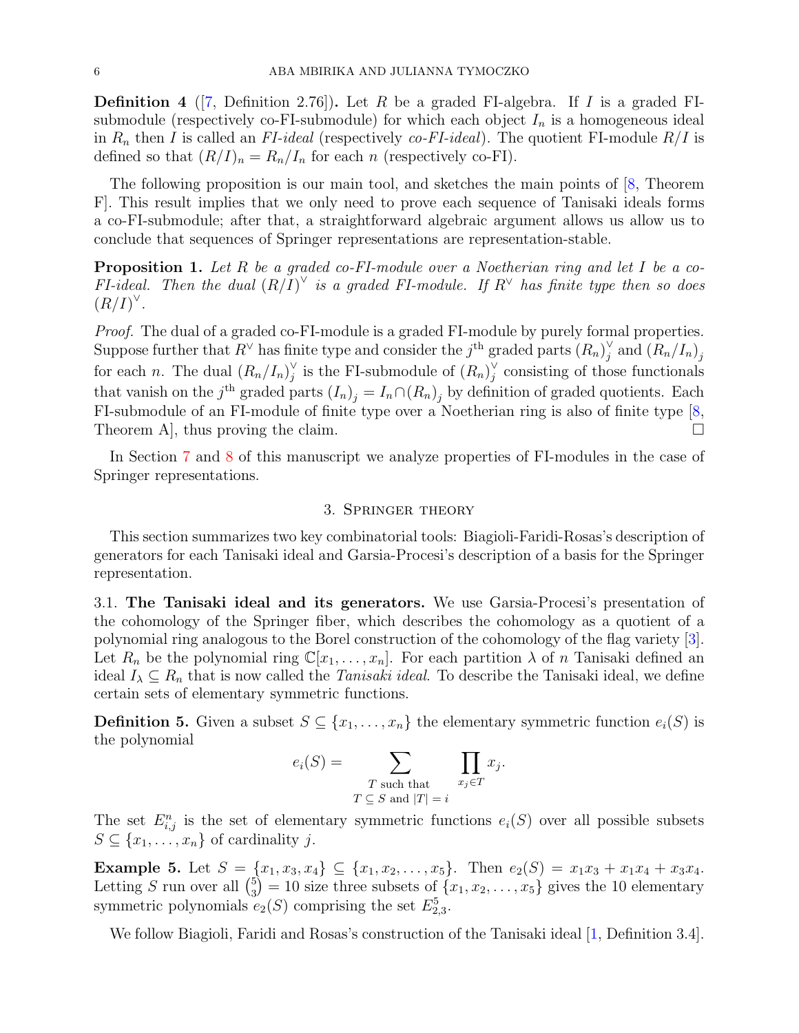**Definition 4** ([7, Definition 2.76])**.** Let $R$ be a graded FI-algebra. If $I$ is a graded FI-submodule (respectively co-FI-submodule) for which each object $I_n$ is a homogeneous ideal in $R_n$ then $I$ is called an *FI-ideal* (respectively *co-FI-ideal*). The quotient FI-module $R/I$ is defined so that $(R/I)_n = R_n/I_n$ for each $n$ (respectively co-FI).

The following proposition is our main tool, and sketches the main points of [8, Theorem F]. This result implies that we only need to prove each sequence of Tanisaki ideals forms a co-FI-submodule; after that, a straightforward algebraic argument allows us allow us to conclude that sequences of Springer representations are representation-stable.

**Proposition 1.** *Let $R$ be a graded co-FI-module over a Noetherian ring and let $I$ be a co-FI-ideal. Then the dual $(R/I)^\vee$ is a graded FI-module. If $R^\vee$ has finite type then so does $(R/I)^\vee$.*

*Proof.* The dual of a graded co-FI-module is a graded FI-module by purely formal properties. Suppose further that $R^\vee$ has finite type and consider the $j^{\text{th}}$ graded parts $(R_n)_j^\vee$ and $(R_n/I_n)_j$ for each $n$. The dual $(R_n/I_n)_j^\vee$ is the FI-submodule of $(R_n)_j^\vee$ consisting of those functionals that vanish on the $j^{\text{th}}$ graded parts $(I_n)_j = I_n \cap (R_n)_j$ by definition of graded quotients. Each FI-submodule of an FI-module of finite type over a Noetherian ring is also of finite type [8, Theorem A], thus proving the claim. $\square$

In Section 7 and 8 of this manuscript we analyze properties of FI-modules in the case of Springer representations.

## 3. Springer theory

This section summarizes two key combinatorial tools: Biagioli-Faridi-Rosas's description of generators for each Tanisaki ideal and Garsia-Procesi's description of a basis for the Springer representation.

### 3.1. The Tanisaki ideal and its generators.

We use Garsia-Procesi's presentation of the cohomology of the Springer fiber, which describes the cohomology as a quotient of a polynomial ring analogous to the Borel construction of the cohomology of the flag variety [3]. Let $R_n$ be the polynomial ring $\mathbb{C}[x_1, \ldots, x_n]$. For each partition $\lambda$ of $n$ Tanisaki defined an ideal $I_\lambda \subseteq R_n$ that is now called the *Tanisaki ideal*. To describe the Tanisaki ideal, we define certain sets of elementary symmetric functions.

**Definition 5.** Given a subset $S \subseteq \{x_1, \ldots, x_n\}$ the elementary symmetric function $e_i(S)$ is the polynomial

$$e_i(S) = \sum_{\substack{T \text{ such that} \\ T \subseteq S \text{ and } |T| = i}} \prod_{x_j \in T} x_j.$$

The set $E_{i,j}^n$ is the set of elementary symmetric functions $e_i(S)$ over all possible subsets $S \subseteq \{x_1, \ldots, x_n\}$ of cardinality $j$.

**Example 5.** Let $S = \{x_1, x_3, x_4\} \subseteq \{x_1, x_2, \ldots, x_5\}$. Then $e_2(S) = x_1x_3 + x_1x_4 + x_3x_4$. Letting $S$ run over all $\binom{5}{3} = 10$ size three subsets of $\{x_1, x_2, \ldots, x_5\}$ gives the 10 elementary symmetric polynomials $e_2(S)$ comprising the set $E_{2,3}^5$.

We follow Biagioli, Faridi and Rosas's construction of the Tanisaki ideal [1, Definition 3.4].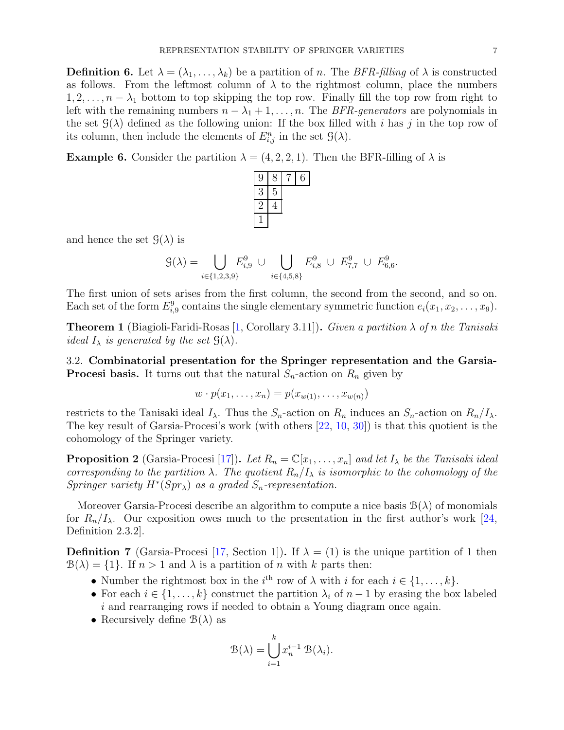**Definition 6.** Let $\lambda = (\lambda_1, \ldots, \lambda_k)$ be a partition of $n$. The *BFR-filling* of $\lambda$ is constructed as follows. From the leftmost column of $\lambda$ to the rightmost column, place the numbers $1, 2, \ldots, n - \lambda_1$ bottom to top skipping the top row. Finally fill the top row from right to left with the remaining numbers $n - \lambda_1 + 1, \ldots, n$. The *BFR-generators* are polynomials in the set $\mathcal{G}(\lambda)$ defined as the following union: If the box filled with $i$ has $j$ in the top row of its column, then include the elements of $E^n_{i,j}$ in the set $\mathcal{G}(\lambda)$.

**Example 6.** Consider the partition $\lambda = (4, 2, 2, 1)$. Then the BFR-filling of $\lambda$ is

| 9 | 8 | 7 | 6 |
|---|---|---|---|
| 3 | 5 | | |
| 2 | 4 | | |
| 1 | | | |

and hence the set $\mathcal{G}(\lambda)$ is

$$\mathcal{G}(\lambda) = \bigcup_{i \in \{1,2,3,9\}} E^9_{i,9} \ \cup \ \bigcup_{i \in \{4,5,8\}} E^9_{i,8} \ \cup \ E^9_{7,7} \ \cup \ E^9_{6,6}.$$

The first union of sets arises from the first column, the second from the second, and so on. Each set of the form $E^9_{i,9}$ contains the single elementary symmetric function $e_i(x_1, x_2, \ldots, x_9)$.

**Theorem 1** (Biagioli-Faridi-Rosas [1, Corollary 3.11])**.** *Given a partition $\lambda$ of $n$ the Tanisaki ideal $I_\lambda$ is generated by the set $\mathcal{G}(\lambda)$.*

3.2. **Combinatorial presentation for the Springer representation and the Garsia-Procesi basis.** It turns out that the natural $S_n$-action on $R_n$ given by

$$w \cdot p(x_1, \ldots, x_n) = p(x_{w(1)}, \ldots, x_{w(n)})$$

restricts to the Tanisaki ideal $I_\lambda$. Thus the $S_n$-action on $R_n$ induces an $S_n$-action on $R_n/I_\lambda$. The key result of Garsia-Procesi's work (with others [22, 10, 30]) is that this quotient is the cohomology of the Springer variety.

**Proposition 2** (Garsia-Procesi [17])**.** *Let $R_n = \mathbb{C}[x_1, \ldots, x_n]$ and let $I_\lambda$ be the Tanisaki ideal corresponding to the partition $\lambda$. The quotient $R_n/I_\lambda$ is isomorphic to the cohomology of the Springer variety $H^*(Spr_\lambda)$ as a graded $S_n$-representation.*

Moreover Garsia-Procesi describe an algorithm to compute a nice basis $\mathcal{B}(\lambda)$ of monomials for $R_n/I_\lambda$. Our exposition owes much to the presentation in the first author's work [24, Definition 2.3.2].

**Definition 7** (Garsia-Procesi [17, Section 1])**.** If $\lambda = (1)$ is the unique partition of 1 then $\mathcal{B}(\lambda) = \{1\}$. If $n > 1$ and $\lambda$ is a partition of $n$ with $k$ parts then:

- Number the rightmost box in the $i^{\text{th}}$ row of $\lambda$ with $i$ for each $i \in \{1, \ldots, k\}$.
- For each $i \in \{1, \ldots, k\}$ construct the partition $\lambda_i$ of $n-1$ by erasing the box labeled $i$ and rearranging rows if needed to obtain a Young diagram once again.
- Recursively define $\mathcal{B}(\lambda)$ as

$$\mathcal{B}(\lambda) = \bigcup_{i=1}^{k} x_n^{i-1} \, \mathcal{B}(\lambda_i).$$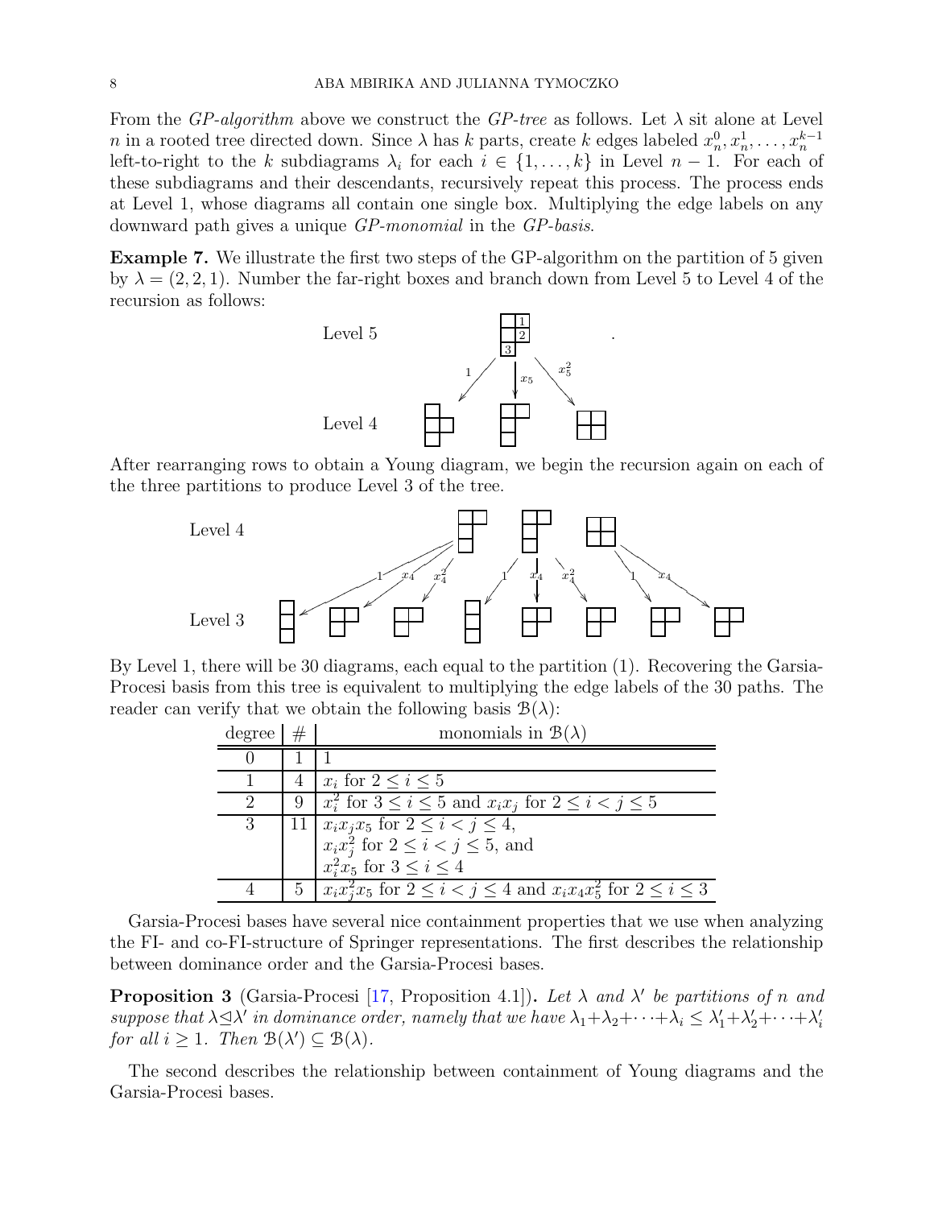From the *GP-algorithm* above we construct the *GP-tree* as follows. Let $\lambda$ sit alone at Level $n$ in a rooted tree directed down. Since $\lambda$ has $k$ parts, create $k$ edges labeled $x_n^0, x_n^1, \ldots, x_n^{k-1}$ left-to-right to the $k$ subdiagrams $\lambda_i$ for each $i \in \{1, \ldots, k\}$ in Level $n-1$. For each of these subdiagrams and their descendants, recursively repeat this process. The process ends at Level 1, whose diagrams all contain one single box. Multiplying the edge labels on any downward path gives a unique *GP-monomial* in the *GP-basis*.

**Example 7.** We illustrate the first two steps of the GP-algorithm on the partition of 5 given by $\lambda = (2, 2, 1)$. Number the far-right boxes and branch down from Level 5 to Level 4 of the recursion as follows:

After rearranging rows to obtain a Young diagram, we begin the recursion again on each of the three partitions to produce Level 3 of the tree.

By Level 1, there will be 30 diagrams, each equal to the partition (1). Recovering the Garsia-Procesi basis from this tree is equivalent to multiplying the edge labels of the 30 paths. The reader can verify that we obtain the following basis $\mathcal{B}(\lambda)$:

| degree | # | monomials in $\mathcal{B}(\lambda)$ |
|---|---|---|
| 0 | 1 | 1 |
| 1 | 4 | $x_i$ for $2 \leq i \leq 5$ |
| 2 | 9 | $x_i^2$ for $3 \leq i \leq 5$ and $x_i x_j$ for $2 \leq i < j \leq 5$ |
| 3 | 11 | $x_i x_j x_5$ for $2 \leq i < j \leq 4$, $x_i x_j^2$ for $2 \leq i < j \leq 5$, and $x_i^2 x_5$ for $3 \leq i \leq 4$ |
| 4 | 5 | $x_i x_j^2 x_5$ for $2 \leq i < j \leq 4$ and $x_i x_4 x_5^2$ for $2 \leq i \leq 3$ |

Garsia-Procesi bases have several nice containment properties that we use when analyzing the FI- and co-FI-structure of Springer representations. The first describes the relationship between dominance order and the Garsia-Procesi bases.

**Proposition 3** (Garsia-Procesi [17, Proposition 4.1])**.** *Let $\lambda$ and $\lambda'$ be partitions of $n$ and suppose that $\lambda \trianglelefteq \lambda'$ in dominance order, namely that we have $\lambda_1 + \lambda_2 + \cdots + \lambda_i \leq \lambda_1' + \lambda_2' + \cdots + \lambda_i'$ for all $i \geq 1$. Then $\mathcal{B}(\lambda') \subseteq \mathcal{B}(\lambda)$.*

The second describes the relationship between containment of Young diagrams and the Garsia-Procesi bases.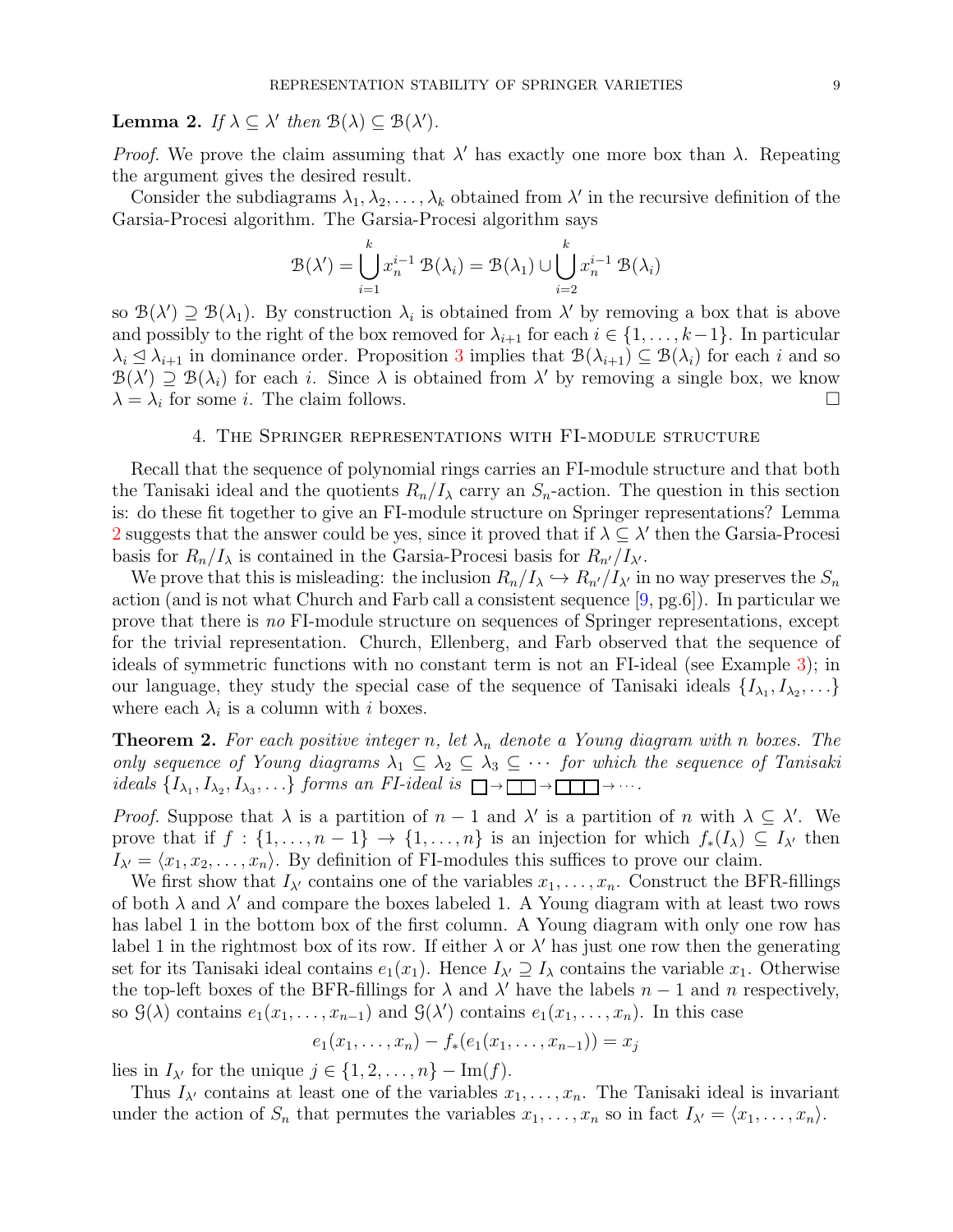**Lemma 2.** *If $\lambda \subseteq \lambda'$ then $\mathcal{B}(\lambda) \subseteq \mathcal{B}(\lambda')$.*

*Proof.* We prove the claim assuming that $\lambda'$ has exactly one more box than $\lambda$. Repeating the argument gives the desired result.

Consider the subdiagrams $\lambda_1, \lambda_2, \ldots, \lambda_k$ obtained from $\lambda'$ in the recursive definition of the Garsia-Procesi algorithm. The Garsia-Procesi algorithm says

$$\mathcal{B}(\lambda') = \bigcup_{i=1}^{k} x_n^{i-1}\, \mathcal{B}(\lambda_i) = \mathcal{B}(\lambda_1) \cup \bigcup_{i=2}^{k} x_n^{i-1}\, \mathcal{B}(\lambda_i)$$

so $\mathcal{B}(\lambda') \supseteq \mathcal{B}(\lambda_1)$. By construction $\lambda_i$ is obtained from $\lambda'$ by removing a box that is above and possibly to the right of the box removed for $\lambda_{i+1}$ for each $i \in \{1, \ldots, k-1\}$. In particular $\lambda_i \trianglelefteq \lambda_{i+1}$ in dominance order. Proposition 3 implies that $\mathcal{B}(\lambda_{i+1}) \subseteq \mathcal{B}(\lambda_i)$ for each $i$ and so $\mathcal{B}(\lambda') \supseteq \mathcal{B}(\lambda_i)$ for each $i$. Since $\lambda$ is obtained from $\lambda'$ by removing a single box, we know $\lambda = \lambda_i$ for some $i$. The claim follows. $\square$

## 4. The Springer representations with FI-module structure

Recall that the sequence of polynomial rings carries an FI-module structure and that both the Tanisaki ideal and the quotients $R_n/I_\lambda$ carry an $S_n$-action. The question in this section is: do these fit together to give an FI-module structure on Springer representations? Lemma 2 suggests that the answer could be yes, since it proved that if $\lambda \subseteq \lambda'$ then the Garsia-Procesi basis for $R_n/I_\lambda$ is contained in the Garsia-Procesi basis for $R_{n'}/I_{\lambda'}$.

We prove that this is misleading: the inclusion $R_n/I_\lambda \hookrightarrow R_{n'}/I_{\lambda'}$ in no way preserves the $S_n$ action (and is not what Church and Farb call a consistent sequence [9, pg.6]). In particular we prove that there is *no* FI-module structure on sequences of Springer representations, except for the trivial representation. Church, Ellenberg, and Farb observed that the sequence of ideals of symmetric functions with no constant term is not an FI-ideal (see Example 3); in our language, they study the special case of the sequence of Tanisaki ideals $\{I_{\lambda_1}, I_{\lambda_2}, \ldots\}$ where each $\lambda_i$ is a column with $i$ boxes.

**Theorem 2.** *For each positive integer $n$, let $\lambda_n$ denote a Young diagram with $n$ boxes. The only sequence of Young diagrams $\lambda_1 \subseteq \lambda_2 \subseteq \lambda_3 \subseteq \cdots$ for which the sequence of Tanisaki ideals $\{I_{\lambda_1}, I_{\lambda_2}, I_{\lambda_3}, \ldots\}$ forms an FI-ideal is $\square \to \square\square \to \square\square\square \to \cdots$.*

*Proof.* Suppose that $\lambda$ is a partition of $n-1$ and $\lambda'$ is a partition of $n$ with $\lambda \subseteq \lambda'$. We prove that if $f : \{1, \ldots, n-1\} \to \{1, \ldots, n\}$ is an injection for which $f_*(I_\lambda) \subseteq I_{\lambda'}$ then $I_{\lambda'} = \langle x_1, x_2, \ldots, x_n \rangle$. By definition of FI-modules this suffices to prove our claim.

We first show that $I_{\lambda'}$ contains one of the variables $x_1, \ldots, x_n$. Construct the BFR-fillings of both $\lambda$ and $\lambda'$ and compare the boxes labeled 1. A Young diagram with at least two rows has label 1 in the bottom box of the first column. A Young diagram with only one row has label 1 in the rightmost box of its row. If either $\lambda$ or $\lambda'$ has just one row then the generating set for its Tanisaki ideal contains $e_1(x_1)$. Hence $I_{\lambda'} \supseteq I_\lambda$ contains the variable $x_1$. Otherwise the top-left boxes of the BFR-fillings for $\lambda$ and $\lambda'$ have the labels $n-1$ and $n$ respectively, so $\mathcal{G}(\lambda)$ contains $e_1(x_1, \ldots, x_{n-1})$ and $\mathcal{G}(\lambda')$ contains $e_1(x_1, \ldots, x_n)$. In this case

$$e_1(x_1, \ldots, x_n) - f_*(e_1(x_1, \ldots, x_{n-1})) = x_j$$

lies in $I_{\lambda'}$ for the unique $j \in \{1, 2, \ldots, n\} - \mathrm{Im}(f)$.

Thus $I_{\lambda'}$ contains at least one of the variables $x_1, \ldots, x_n$. The Tanisaki ideal is invariant under the action of $S_n$ that permutes the variables $x_1, \ldots, x_n$ so in fact $I_{\lambda'} = \langle x_1, \ldots, x_n \rangle$.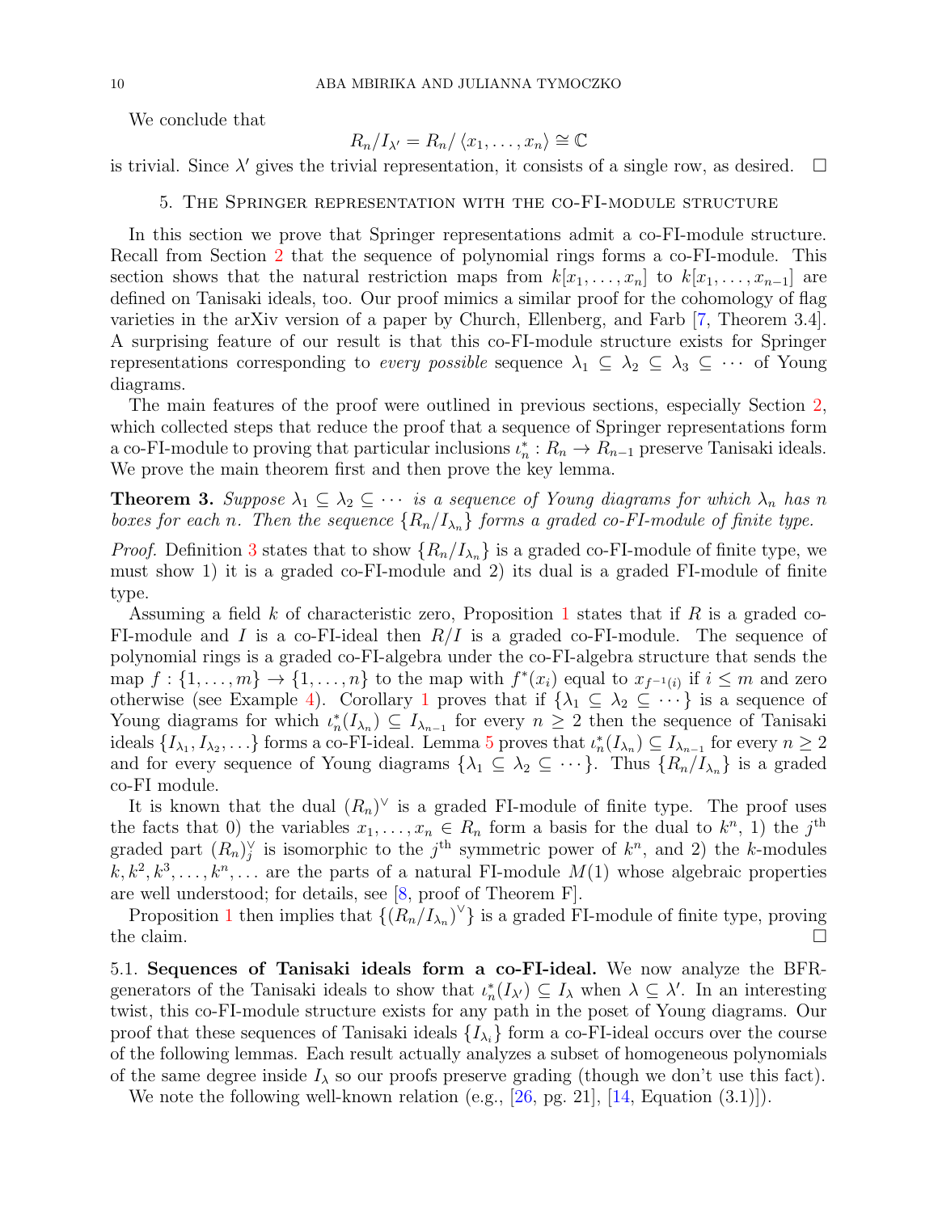We conclude that

$$R_n/I_{\lambda'} = R_n/\langle x_1, \ldots, x_n \rangle \cong \mathbb{C}$$

is trivial. Since $\lambda'$ gives the trivial representation, it consists of a single row, as desired. $\square$

## 5. The Springer representation with the co-FI-module structure

In this section we prove that Springer representations admit a co-FI-module structure. Recall from Section 2 that the sequence of polynomial rings forms a co-FI-module. This section shows that the natural restriction maps from $k[x_1, \ldots, x_n]$ to $k[x_1, \ldots, x_{n-1}]$ are defined on Tanisaki ideals, too. Our proof mimics a similar proof for the cohomology of flag varieties in the arXiv version of a paper by Church, Ellenberg, and Farb [7, Theorem 3.4]. A surprising feature of our result is that this co-FI-module structure exists for Springer representations corresponding to *every possible* sequence $\lambda_1 \subseteq \lambda_2 \subseteq \lambda_3 \subseteq \cdots$ of Young diagrams.

The main features of the proof were outlined in previous sections, especially Section 2, which collected steps that reduce the proof that a sequence of Springer representations form a co-FI-module to proving that particular inclusions $\iota_n^* : R_n \to R_{n-1}$ preserve Tanisaki ideals. We prove the main theorem first and then prove the key lemma.

**Theorem 3.** *Suppose $\lambda_1 \subseteq \lambda_2 \subseteq \cdots$ is a sequence of Young diagrams for which $\lambda_n$ has $n$ boxes for each $n$. Then the sequence $\{R_n/I_{\lambda_n}\}$ forms a graded co-FI-module of finite type.*

*Proof.* Definition 3 states that to show $\{R_n/I_{\lambda_n}\}$ is a graded co-FI-module of finite type, we must show 1) it is a graded co-FI-module and 2) its dual is a graded FI-module of finite type.

Assuming a field $k$ of characteristic zero, Proposition 1 states that if $R$ is a graded co-FI-module and $I$ is a co-FI-ideal then $R/I$ is a graded co-FI-module. The sequence of polynomial rings is a graded co-FI-algebra under the co-FI-algebra structure that sends the map $f : \{1, \ldots, m\} \to \{1, \ldots, n\}$ to the map with $f^*(x_i)$ equal to $x_{f^{-1}(i)}$ if $i \leq m$ and zero otherwise (see Example 4). Corollary 1 proves that if $\{\lambda_1 \subseteq \lambda_2 \subseteq \cdots\}$ is a sequence of Young diagrams for which $\iota_n^*(I_{\lambda_n}) \subseteq I_{\lambda_{n-1}}$ for every $n \geq 2$ then the sequence of Tanisaki ideals $\{I_{\lambda_1}, I_{\lambda_2}, \ldots\}$ forms a co-FI-ideal. Lemma 5 proves that $\iota_n^*(I_{\lambda_n}) \subseteq I_{\lambda_{n-1}}$ for every $n \geq 2$ and for every sequence of Young diagrams $\{\lambda_1 \subseteq \lambda_2 \subseteq \cdots\}$. Thus $\{R_n/I_{\lambda_n}\}$ is a graded co-FI module.

It is known that the dual $(R_n)^\vee$ is a graded FI-module of finite type. The proof uses the facts that 0) the variables $x_1, \ldots, x_n \in R_n$ form a basis for the dual to $k^n$, 1) the $j^{\text{th}}$ graded part $(R_n)_j^\vee$ is isomorphic to the $j^{\text{th}}$ symmetric power of $k^n$, and 2) the $k$-modules $k, k^2, k^3, \ldots, k^n, \ldots$ are the parts of a natural FI-module $M(1)$ whose algebraic properties are well understood; for details, see [8, proof of Theorem F].

Proposition 1 then implies that $\{(R_n/I_{\lambda_n})^\vee\}$ is a graded FI-module of finite type, proving the claim. $\square$

### 5.1. Sequences of Tanisaki ideals form a co-FI-ideal.

We now analyze the BFR-generators of the Tanisaki ideals to show that $\iota_n^*(I_{\lambda'}) \subseteq I_\lambda$ when $\lambda \subseteq \lambda'$. In an interesting twist, this co-FI-module structure exists for any path in the poset of Young diagrams. Our proof that these sequences of Tanisaki ideals $\{I_{\lambda_i}\}$ form a co-FI-ideal occurs over the course of the following lemmas. Each result actually analyzes a subset of homogeneous polynomials of the same degree inside $I_\lambda$ so our proofs preserve grading (though we don't use this fact).

We note the following well-known relation (e.g., [26, pg. 21], [14, Equation (3.1)]).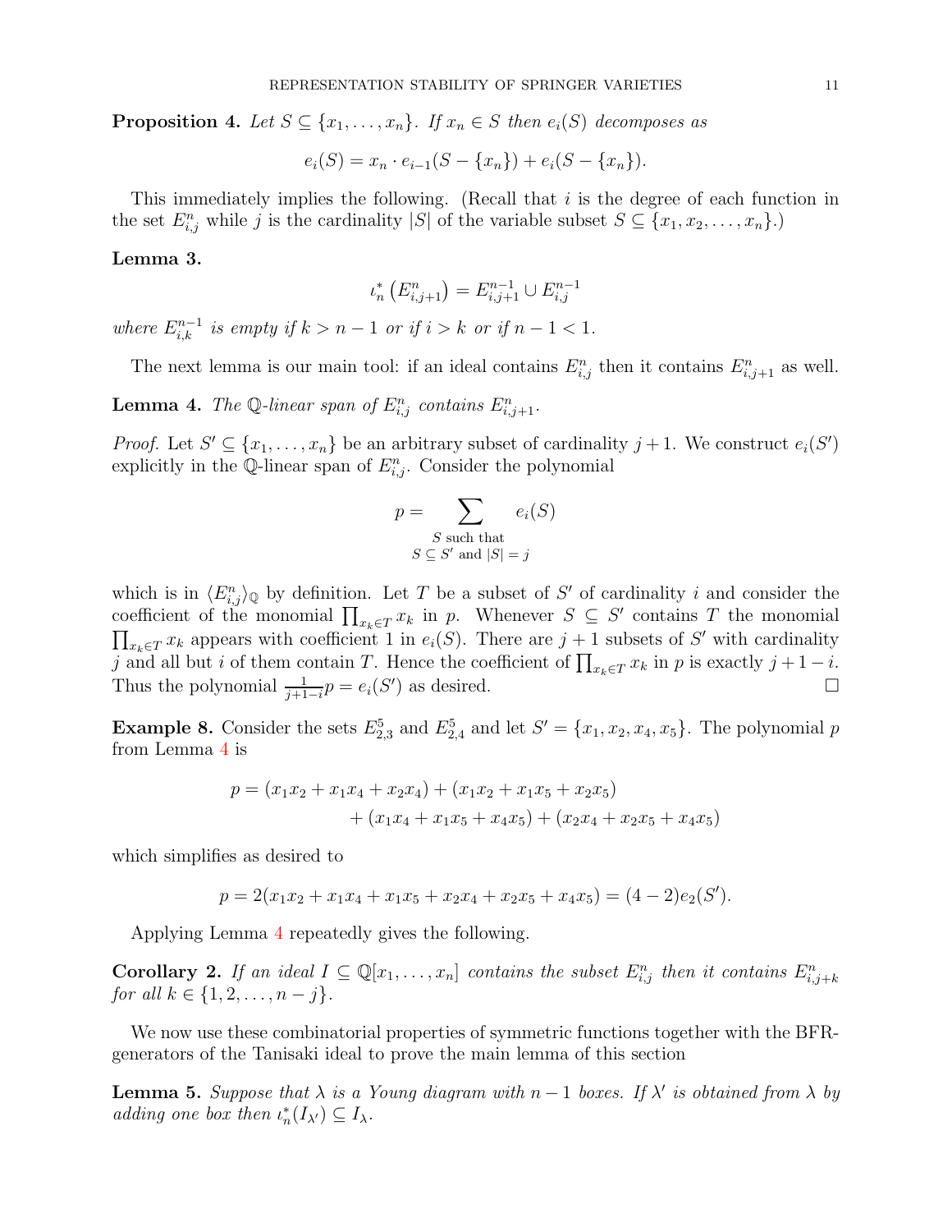**Proposition 4.** *Let $S \subseteq \{x_1, \ldots, x_n\}$. If $x_n \in S$ then $e_i(S)$ decomposes as*

$$e_i(S) = x_n \cdot e_{i-1}(S - \{x_n\}) + e_i(S - \{x_n\}).$$

This immediately implies the following. (Recall that $i$ is the degree of each function in the set $E^n_{i,j}$ while $j$ is the cardinality $|S|$ of the variable subset $S \subseteq \{x_1, x_2, \ldots, x_n\}$.)

**Lemma 3.**

$$\iota_n^* \left(E^n_{i,j+1}\right) = E^{n-1}_{i,j+1} \cup E^{n-1}_{i,j}$$

*where $E^{n-1}_{i,k}$ is empty if $k > n-1$ or if $i > k$ or if $n - 1 < 1$.*

The next lemma is our main tool: if an ideal contains $E^n_{i,j}$ then it contains $E^n_{i,j+1}$ as well.

**Lemma 4.** *The $\mathbb{Q}$-linear span of $E^n_{i,j}$ contains $E^n_{i,j+1}$.*

*Proof.* Let $S' \subseteq \{x_1, \ldots, x_n\}$ be an arbitrary subset of cardinality $j+1$. We construct $e_i(S')$ explicitly in the $\mathbb{Q}$-linear span of $E^n_{i,j}$. Consider the polynomial

$$p = \sum_{\substack{S \text{ such that} \\ S \subseteq S' \text{ and } |S| = j}} e_i(S)$$

which is in $\langle E^n_{i,j} \rangle_{\mathbb{Q}}$ by definition. Let $T$ be a subset of $S'$ of cardinality $i$ and consider the coefficient of the monomial $\prod_{x_k \in T} x_k$ in $p$. Whenever $S \subseteq S'$ contains $T$ the monomial $\prod_{x_k \in T} x_k$ appears with coefficient 1 in $e_i(S)$. There are $j+1$ subsets of $S'$ with cardinality $j$ and all but $i$ of them contain $T$. Hence the coefficient of $\prod_{x_k \in T} x_k$ in $p$ is exactly $j + 1 - i$. Thus the polynomial $\frac{1}{j+1-i} p = e_i(S')$ as desired. $\square$

**Example 8.** Consider the sets $E^5_{2,3}$ and $E^5_{2,4}$ and let $S' = \{x_1, x_2, x_4, x_5\}$. The polynomial $p$ from Lemma 4 is

$$\begin{aligned} p = (x_1x_2 + x_1x_4 + x_2x_4) &+ (x_1x_2 + x_1x_5 + x_2x_5) \\ &+ (x_1x_4 + x_1x_5 + x_4x_5) + (x_2x_4 + x_2x_5 + x_4x_5) \end{aligned}$$

which simplifies as desired to

$$p = 2(x_1x_2 + x_1x_4 + x_1x_5 + x_2x_4 + x_2x_5 + x_4x_5) = (4-2)e_2(S').$$

Applying Lemma 4 repeatedly gives the following.

**Corollary 2.** *If an ideal $I \subseteq \mathbb{Q}[x_1, \ldots, x_n]$ contains the subset $E^n_{i,j}$ then it contains $E^n_{i,j+k}$ for all $k \in \{1, 2, \ldots, n-j\}$.*

We now use these combinatorial properties of symmetric functions together with the BFR-generators of the Tanisaki ideal to prove the main lemma of this section

**Lemma 5.** *Suppose that $\lambda$ is a Young diagram with $n-1$ boxes. If $\lambda'$ is obtained from $\lambda$ by adding one box then $\iota_n^*(I_{\lambda'}) \subseteq I_\lambda$.*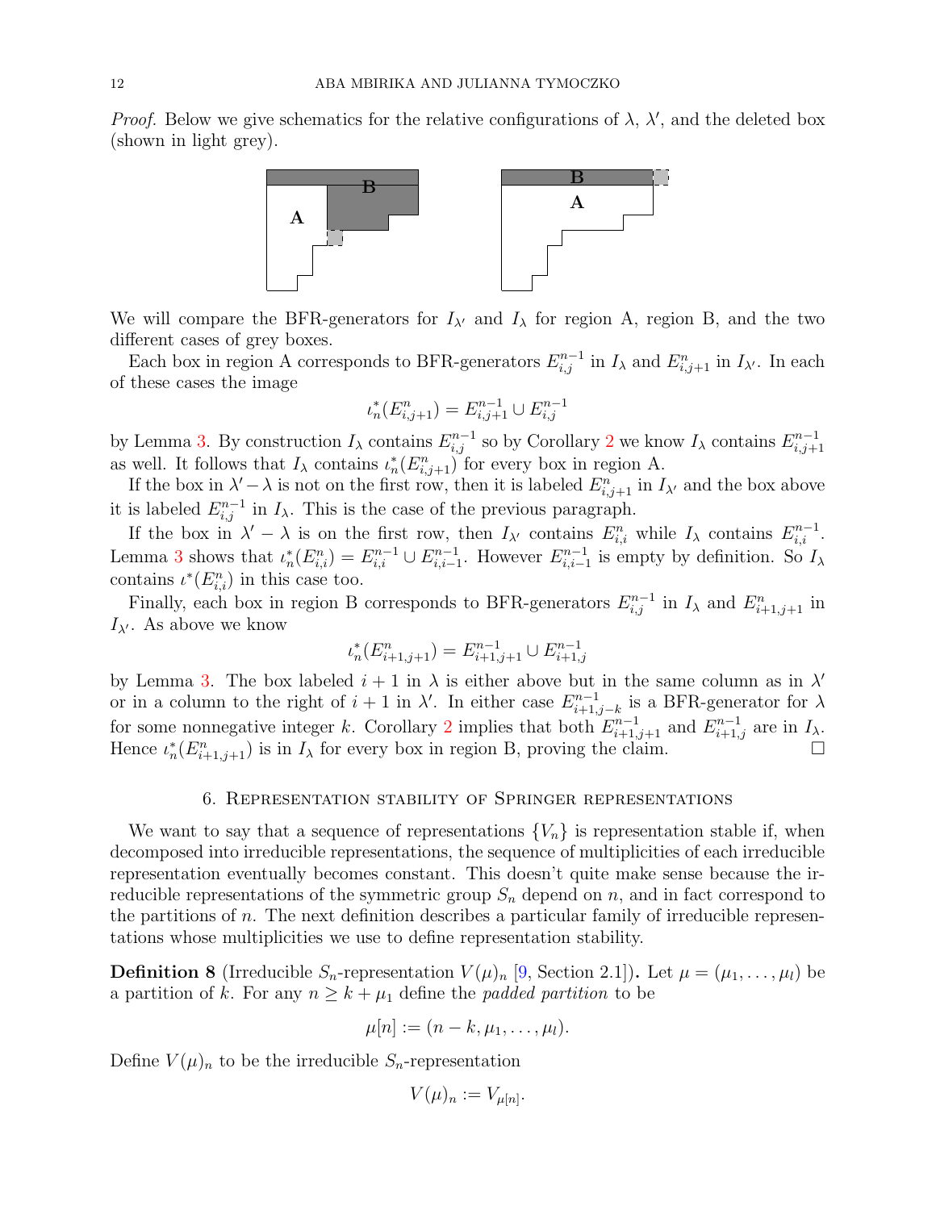*Proof.* Below we give schematics for the relative configurations of $\lambda$, $\lambda'$, and the deleted box (shown in light grey).

We will compare the BFR-generators for $I_{\lambda'}$ and $I_\lambda$ for region A, region B, and the two different cases of grey boxes.

Each box in region A corresponds to BFR-generators $E^{n-1}_{i,j}$ in $I_\lambda$ and $E^n_{i,j+1}$ in $I_{\lambda'}$. In each of these cases the image

$$\iota_n^*(E^n_{i,j+1}) = E^{n-1}_{i,j+1} \cup E^{n-1}_{i,j}$$

by Lemma 3. By construction $I_\lambda$ contains $E^{n-1}_{i,j}$ so by Corollary 2 we know $I_\lambda$ contains $E^{n-1}_{i,j+1}$ as well. It follows that $I_\lambda$ contains $\iota_n^*(E^n_{i,j+1})$ for every box in region A.

If the box in $\lambda' - \lambda$ is not on the first row, then it is labeled $E^n_{i,j+1}$ in $I_{\lambda'}$ and the box above it is labeled $E^{n-1}_{i,j}$ in $I_\lambda$. This is the case of the previous paragraph.

If the box in $\lambda' - \lambda$ is on the first row, then $I_{\lambda'}$ contains $E^n_{i,i}$ while $I_\lambda$ contains $E^{n-1}_{i,i}$. Lemma 3 shows that $\iota_n^*(E^n_{i,i}) = E^{n-1}_{i,i} \cup E^{n-1}_{i,i-1}$. However $E^{n-1}_{i,i-1}$ is empty by definition. So $I_\lambda$ contains $\iota^*(E^n_{i,i})$ in this case too.

Finally, each box in region B corresponds to BFR-generators $E^{n-1}_{i,j}$ in $I_\lambda$ and $E^n_{i+1,j+1}$ in $I_{\lambda'}$. As above we know

$$\iota_n^*(E^n_{i+1,j+1}) = E^{n-1}_{i+1,j+1} \cup E^{n-1}_{i+1,j}$$

by Lemma 3. The box labeled $i+1$ in $\lambda$ is either above but in the same column as in $\lambda'$ or in a column to the right of $i+1$ in $\lambda'$. In either case $E^{n-1}_{i+1,j-k}$ is a BFR-generator for $\lambda$ for some nonnegative integer $k$. Corollary 2 implies that both $E^{n-1}_{i+1,j+1}$ and $E^{n-1}_{i+1,j}$ are in $I_\lambda$. Hence $\iota_n^*(E^n_{i+1,j+1})$ is in $I_\lambda$ for every box in region B, proving the claim. □

## 6. Representation stability of Springer representations

We want to say that a sequence of representations $\{V_n\}$ is representation stable if, when decomposed into irreducible representations, the sequence of multiplicities of each irreducible representation eventually becomes constant. This doesn't quite make sense because the irreducible representations of the symmetric group $S_n$ depend on $n$, and in fact correspond to the partitions of $n$. The next definition describes a particular family of irreducible representations whose multiplicities we use to define representation stability.

**Definition 8** (Irreducible $S_n$-representation $V(\mu)_n$ [9, Section 2.1])**.** Let $\mu = (\mu_1, \ldots, \mu_l)$ be a partition of $k$. For any $n \geq k + \mu_1$ define the *padded partition* to be

$$\mu[n] := (n-k, \mu_1, \ldots, \mu_l).$$

Define $V(\mu)_n$ to be the irreducible $S_n$-representation

$$V(\mu)_n := V_{\mu[n]}.$$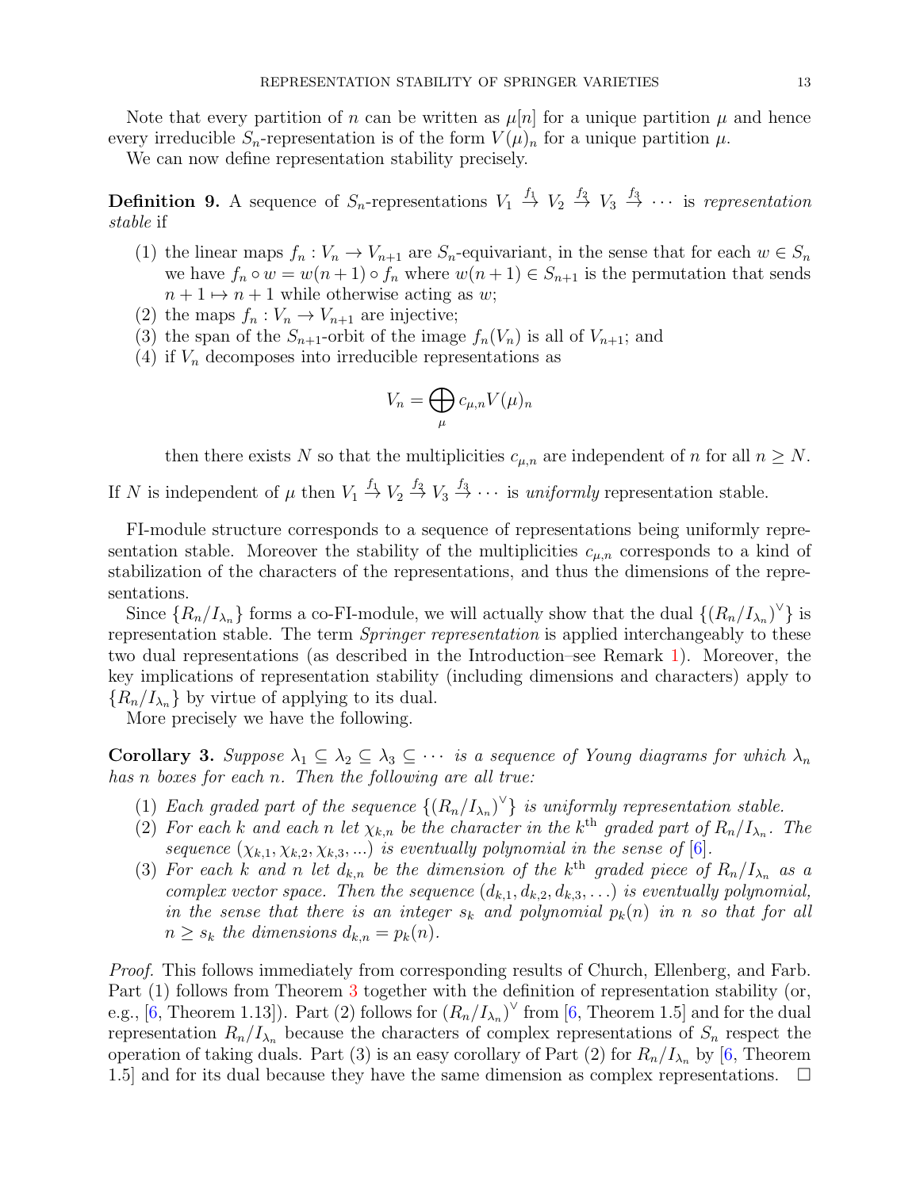Note that every partition of $n$ can be written as $\mu[n]$ for a unique partition $\mu$ and hence every irreducible $S_n$-representation is of the form $V(\mu)_n$ for a unique partition $\mu$.

We can now define representation stability precisely.

**Definition 9.** A sequence of $S_n$-representations $V_1 \stackrel{f_1}{\to} V_2 \stackrel{f_2}{\to} V_3 \stackrel{f_3}{\to} \cdots$ is *representation stable* if

1. the linear maps $f_n : V_n \to V_{n+1}$ are $S_n$-equivariant, in the sense that for each $w \in S_n$ we have $f_n \circ w = w(n+1) \circ f_n$ where $w(n+1) \in S_{n+1}$ is the permutation that sends $n+1 \mapsto n+1$ while otherwise acting as $w$;
2. the maps $f_n : V_n \to V_{n+1}$ are injective;
3. the span of the $S_{n+1}$-orbit of the image $f_n(V_n)$ is all of $V_{n+1}$; and
4. if $V_n$ decomposes into irreducible representations as
$$V_n = \bigoplus_{\mu} c_{\mu,n} V(\mu)_n$$
then there exists $N$ so that the multiplicities $c_{\mu,n}$ are independent of $n$ for all $n \geq N$.

If $N$ is independent of $\mu$ then $V_1 \stackrel{f_1}{\to} V_2 \stackrel{f_2}{\to} V_3 \stackrel{f_3}{\to} \cdots$ is *uniformly* representation stable.

FI-module structure corresponds to a sequence of representations being uniformly representation stable. Moreover the stability of the multiplicities $c_{\mu,n}$ corresponds to a kind of stabilization of the characters of the representations, and thus the dimensions of the representations.

Since $\{R_n/I_{\lambda_n}\}$ forms a co-FI-module, we will actually show that the dual $\{(R_n/I_{\lambda_n})^\vee\}$ is representation stable. The term *Springer representation* is applied interchangeably to these two dual representations (as described in the Introduction–see Remark 1). Moreover, the key implications of representation stability (including dimensions and characters) apply to $\{R_n/I_{\lambda_n}\}$ by virtue of applying to its dual.

More precisely we have the following.

**Corollary 3.** *Suppose $\lambda_1 \subseteq \lambda_2 \subseteq \lambda_3 \subseteq \cdots$ is a sequence of Young diagrams for which $\lambda_n$ has $n$ boxes for each $n$. Then the following are all true:*

1. *Each graded part of the sequence $\{(R_n/I_{\lambda_n})^\vee\}$ is uniformly representation stable.*
2. *For each $k$ and each $n$ let $\chi_{k,n}$ be the character in the $k^{\text{th}}$ graded part of $R_n/I_{\lambda_n}$. The sequence $(\chi_{k,1}, \chi_{k,2}, \chi_{k,3}, ...)$ is eventually polynomial in the sense of [6].*
3. *For each $k$ and $n$ let $d_{k,n}$ be the dimension of the $k^{\text{th}}$ graded piece of $R_n/I_{\lambda_n}$ as a complex vector space. Then the sequence $(d_{k,1}, d_{k,2}, d_{k,3}, \ldots)$ is eventually polynomial, in the sense that there is an integer $s_k$ and polynomial $p_k(n)$ in $n$ so that for all $n \geq s_k$ the dimensions $d_{k,n} = p_k(n)$.*

*Proof.* This follows immediately from corresponding results of Church, Ellenberg, and Farb. Part (1) follows from Theorem 3 together with the definition of representation stability (or, e.g., [6, Theorem 1.13]). Part (2) follows for $(R_n/I_{\lambda_n})^\vee$ from [6, Theorem 1.5] and for the dual representation $R_n/I_{\lambda_n}$ because the characters of complex representations of $S_n$ respect the operation of taking duals. Part (3) is an easy corollary of Part (2) for $R_n/I_{\lambda_n}$ by [6, Theorem 1.5] and for its dual because they have the same dimension as complex representations. $\square$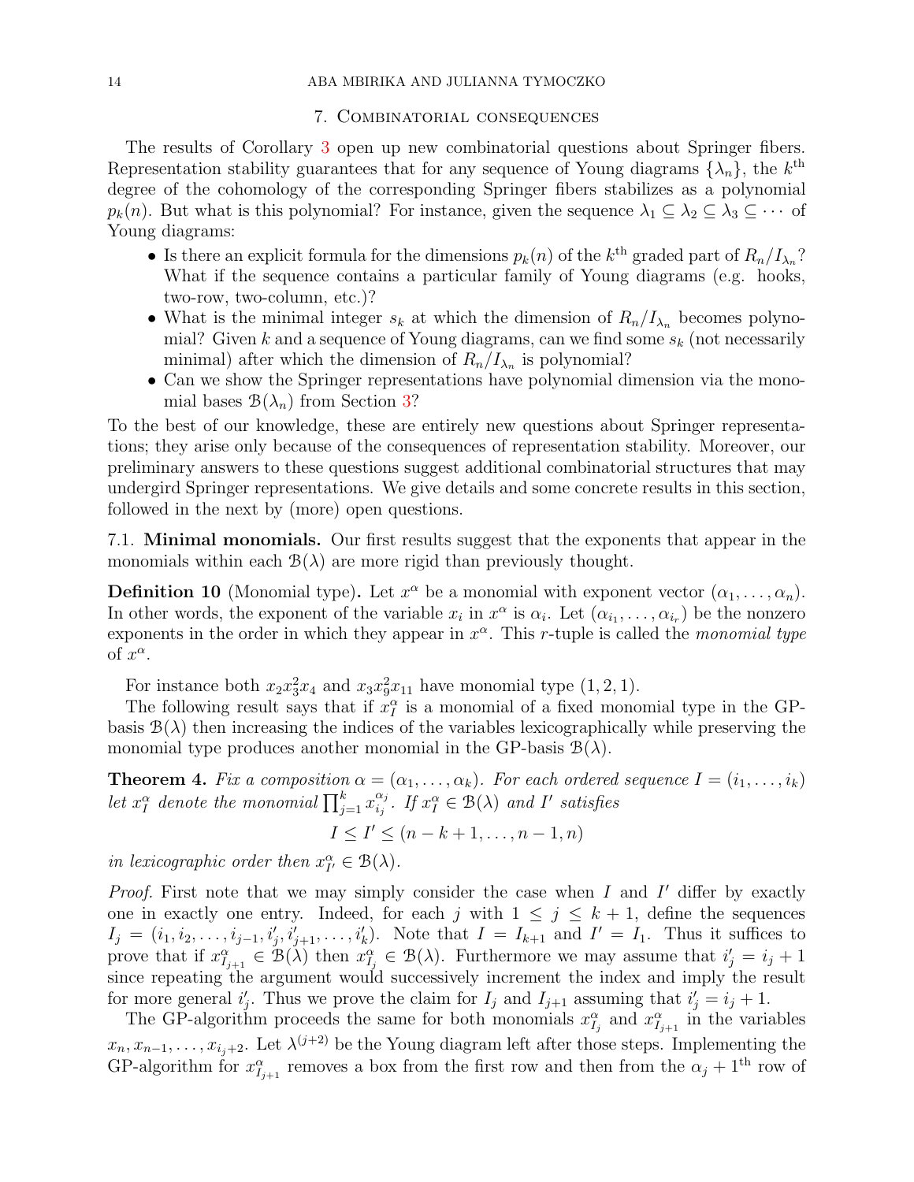## 7. Combinatorial consequences

The results of Corollary 3 open up new combinatorial questions about Springer fibers. Representation stability guarantees that for any sequence of Young diagrams $\{\lambda_n\}$, the $k^{\text{th}}$ degree of the cohomology of the corresponding Springer fibers stabilizes as a polynomial $p_k(n)$. But what is this polynomial? For instance, given the sequence $\lambda_1 \subseteq \lambda_2 \subseteq \lambda_3 \subseteq \cdots$ of Young diagrams:

- Is there an explicit formula for the dimensions $p_k(n)$ of the $k^{\text{th}}$ graded part of $R_n/I_{\lambda_n}$? What if the sequence contains a particular family of Young diagrams (e.g. hooks, two-row, two-column, etc.)?
- What is the minimal integer $s_k$ at which the dimension of $R_n/I_{\lambda_n}$ becomes polynomial? Given $k$ and a sequence of Young diagrams, can we find some $s_k$ (not necessarily minimal) after which the dimension of $R_n/I_{\lambda_n}$ is polynomial?
- Can we show the Springer representations have polynomial dimension via the monomial bases $\mathcal{B}(\lambda_n)$ from Section 3?

To the best of our knowledge, these are entirely new questions about Springer representations; they arise only because of the consequences of representation stability. Moreover, our preliminary answers to these questions suggest additional combinatorial structures that may undergird Springer representations. We give details and some concrete results in this section, followed in the next by (more) open questions.

### 7.1. Minimal monomials.

Our first results suggest that the exponents that appear in the monomials within each $\mathcal{B}(\lambda)$ are more rigid than previously thought.

**Definition 10** (Monomial type)**.** Let $x^\alpha$ be a monomial with exponent vector $(\alpha_1, \ldots, \alpha_n)$. In other words, the exponent of the variable $x_i$ in $x^\alpha$ is $\alpha_i$. Let $(\alpha_{i_1}, \ldots, \alpha_{i_r})$ be the nonzero exponents in the order in which they appear in $x^\alpha$. This $r$-tuple is called the *monomial type* of $x^\alpha$.

For instance both $x_2 x_3^2 x_4$ and $x_3 x_9^2 x_{11}$ have monomial type $(1, 2, 1)$.

The following result says that if $x_I^\alpha$ is a monomial of a fixed monomial type in the GP-basis $\mathcal{B}(\lambda)$ then increasing the indices of the variables lexicographically while preserving the monomial type produces another monomial in the GP-basis $\mathcal{B}(\lambda)$.

**Theorem 4.** *Fix a composition $\alpha = (\alpha_1, \ldots, \alpha_k)$. For each ordered sequence $I = (i_1, \ldots, i_k)$ let $x_I^\alpha$ denote the monomial $\prod_{j=1}^k x_{i_j}^{\alpha_j}$. If $x_I^\alpha \in \mathcal{B}(\lambda)$ and $I'$ satisfies*

$$I \leq I' \leq (n-k+1, \ldots, n-1, n)$$

*in lexicographic order then $x_{I'}^\alpha \in \mathcal{B}(\lambda)$.*

*Proof.* First note that we may simply consider the case when $I$ and $I'$ differ by exactly one in exactly one entry. Indeed, for each $j$ with $1 \leq j \leq k+1$, define the sequences $I_j = (i_1, i_2, \ldots, i_{j-1}, i'_j, i'_{j+1}, \ldots, i'_k)$. Note that $I = I_{k+1}$ and $I' = I_1$. Thus it suffices to prove that if $x_{I_{j+1}}^\alpha \in \mathcal{B}(\lambda)$ then $x_{I_j}^\alpha \in \mathcal{B}(\lambda)$. Furthermore we may assume that $i'_j = i_j + 1$ since repeating the argument would successively increment the index and imply the result for more general $i'_j$. Thus we prove the claim for $I_j$ and $I_{j+1}$ assuming that $i'_j = i_j + 1$.

The GP-algorithm proceeds the same for both monomials $x_{I_j}^\alpha$ and $x_{I_{j+1}}^\alpha$ in the variables $x_n, x_{n-1}, \ldots, x_{i_j+2}$. Let $\lambda^{(j+2)}$ be the Young diagram left after those steps. Implementing the GP-algorithm for $x_{I_{j+1}}^\alpha$ removes a box from the first row and then from the $\alpha_j + 1^{\text{th}}$ row of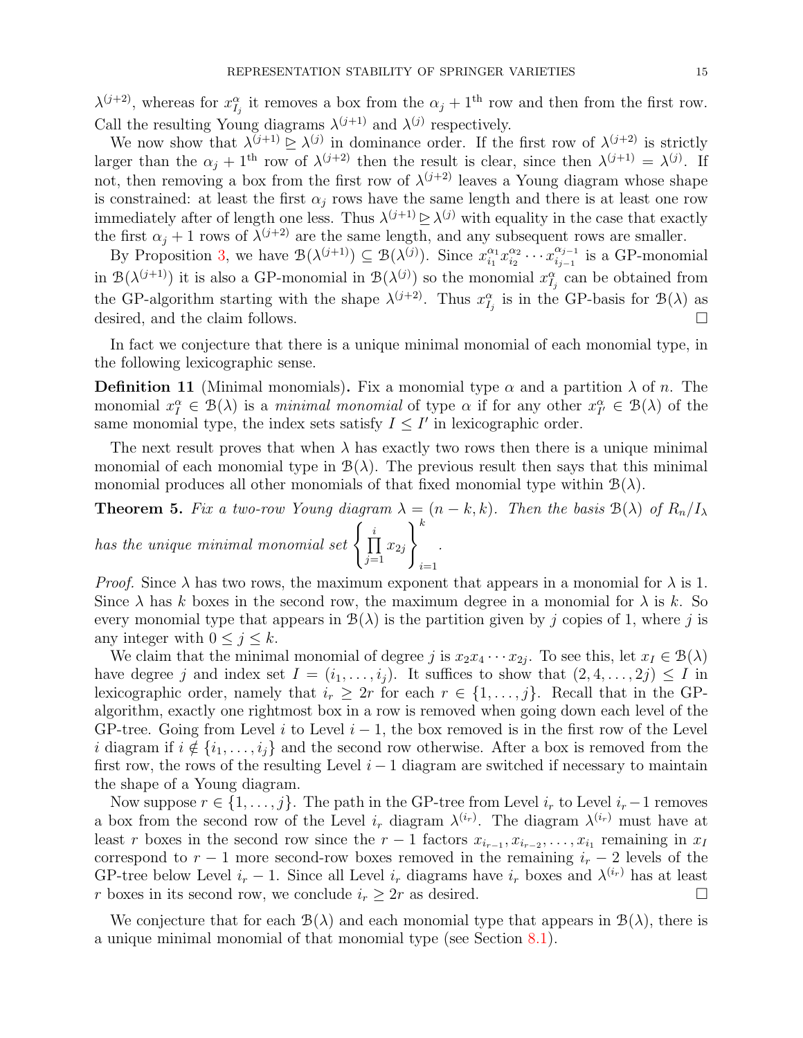$\lambda^{(j+2)}$, whereas for $x^{\alpha}_{I_j}$ it removes a box from the $\alpha_j + 1^{\text{th}}$ row and then from the first row. Call the resulting Young diagrams $\lambda^{(j+1)}$ and $\lambda^{(j)}$ respectively.

We now show that $\lambda^{(j+1)} \trianglerighteq \lambda^{(j)}$ in dominance order. If the first row of $\lambda^{(j+2)}$ is strictly larger than the $\alpha_j + 1^{\text{th}}$ row of $\lambda^{(j+2)}$ then the result is clear, since then $\lambda^{(j+1)} = \lambda^{(j)}$. If not, then removing a box from the first row of $\lambda^{(j+2)}$ leaves a Young diagram whose shape is constrained: at least the first $\alpha_j$ rows have the same length and there is at least one row immediately after of length one less. Thus $\lambda^{(j+1)} \trianglerighteq \lambda^{(j)}$ with equality in the case that exactly the first $\alpha_j + 1$ rows of $\lambda^{(j+2)}$ are the same length, and any subsequent rows are smaller.

By Proposition 3, we have $\mathcal{B}(\lambda^{(j+1)}) \subseteq \mathcal{B}(\lambda^{(j)})$. Since $x_{i_1}^{\alpha_1} x_{i_2}^{\alpha_2} \cdots x_{i_{j-1}}^{\alpha_{j-1}}$ is a GP-monomial in $\mathcal{B}(\lambda^{(j+1)})$ it is also a GP-monomial in $\mathcal{B}(\lambda^{(j)})$ so the monomial $x^{\alpha}_{I_j}$ can be obtained from the GP-algorithm starting with the shape $\lambda^{(j+2)}$. Thus $x^{\alpha}_{I_j}$ is in the GP-basis for $\mathcal{B}(\lambda)$ as desired, and the claim follows. $\square$

In fact we conjecture that there is a unique minimal monomial of each monomial type, in the following lexicographic sense.

**Definition 11** (Minimal monomials)**.** Fix a monomial type $\alpha$ and a partition $\lambda$ of $n$. The monomial $x^{\alpha}_I \in \mathcal{B}(\lambda)$ is a *minimal monomial* of type $\alpha$ if for any other $x^{\alpha}_{I'} \in \mathcal{B}(\lambda)$ of the same monomial type, the index sets satisfy $I \leq I'$ in lexicographic order.

The next result proves that when $\lambda$ has exactly two rows then there is a unique minimal monomial of each monomial type in $\mathcal{B}(\lambda)$. The previous result then says that this minimal monomial produces all other monomials of that fixed monomial type within $\mathcal{B}(\lambda)$.

**Theorem 5.** *Fix a two-row Young diagram $\lambda = (n-k, k)$. Then the basis $\mathcal{B}(\lambda)$ of $R_n/I_\lambda$ has the unique minimal monomial set* $\left\{ \prod_{j=1}^{i} x_{2j} \right\}_{i=1}^{k}$.

*Proof.* Since $\lambda$ has two rows, the maximum exponent that appears in a monomial for $\lambda$ is 1. Since $\lambda$ has $k$ boxes in the second row, the maximum degree in a monomial for $\lambda$ is $k$. So every monomial type that appears in $\mathcal{B}(\lambda)$ is the partition given by $j$ copies of 1, where $j$ is any integer with $0 \leq j \leq k$.

We claim that the minimal monomial of degree $j$ is $x_2 x_4 \cdots x_{2j}$. To see this, let $x_I \in \mathcal{B}(\lambda)$ have degree $j$ and index set $I = (i_1, \ldots, i_j)$. It suffices to show that $(2, 4, \ldots, 2j) \leq I$ in lexicographic order, namely that $i_r \geq 2r$ for each $r \in \{1, \ldots, j\}$. Recall that in the GP-algorithm, exactly one rightmost box in a row is removed when going down each level of the GP-tree. Going from Level $i$ to Level $i-1$, the box removed is in the first row of the Level $i$ diagram if $i \notin \{i_1, \ldots, i_j\}$ and the second row otherwise. After a box is removed from the first row, the rows of the resulting Level $i-1$ diagram are switched if necessary to maintain the shape of a Young diagram.

Now suppose $r \in \{1, \ldots, j\}$. The path in the GP-tree from Level $i_r$ to Level $i_r - 1$ removes a box from the second row of the Level $i_r$ diagram $\lambda^{(i_r)}$. The diagram $\lambda^{(i_r)}$ must have at least $r$ boxes in the second row since the $r-1$ factors $x_{i_{r-1}}, x_{i_{r-2}}, \ldots, x_{i_1}$ remaining in $x_I$ correspond to $r-1$ more second-row boxes removed in the remaining $i_r - 2$ levels of the GP-tree below Level $i_r - 1$. Since all Level $i_r$ diagrams have $i_r$ boxes and $\lambda^{(i_r)}$ has at least $r$ boxes in its second row, we conclude $i_r \geq 2r$ as desired. $\square$

We conjecture that for each $\mathcal{B}(\lambda)$ and each monomial type that appears in $\mathcal{B}(\lambda)$, there is a unique minimal monomial of that monomial type (see Section 8.1).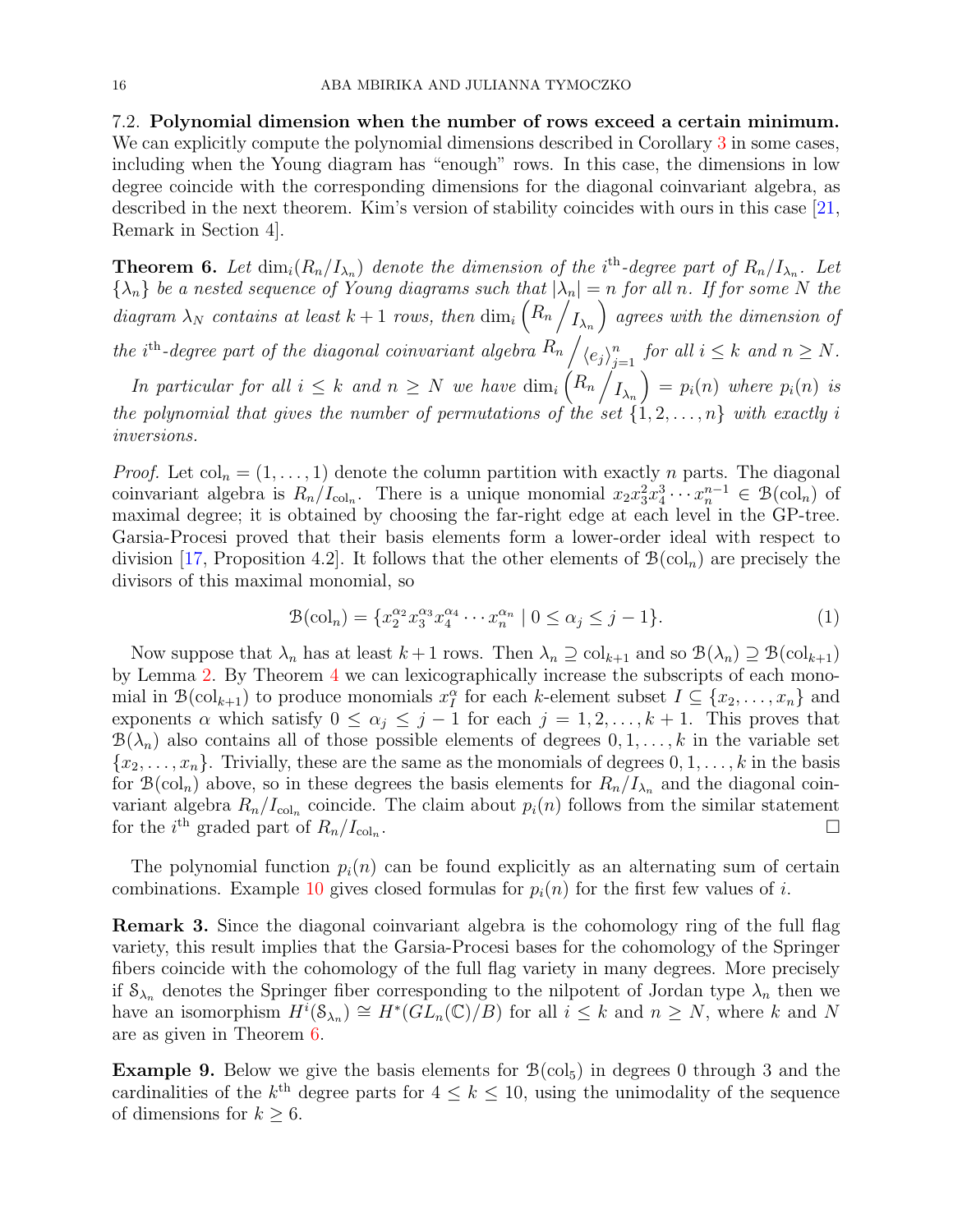7.2. **Polynomial dimension when the number of rows exceed a certain minimum.** We can explicitly compute the polynomial dimensions described in Corollary 3 in some cases, including when the Young diagram has "enough" rows. In this case, the dimensions in low degree coincide with the corresponding dimensions for the diagonal coinvariant algebra, as described in the next theorem. Kim's version of stability coincides with ours in this case [21, Remark in Section 4].

**Theorem 6.** *Let $\dim_i(R_n/I_{\lambda_n})$ denote the dimension of the $i^{\text{th}}$-degree part of $R_n/I_{\lambda_n}$. Let $\{\lambda_n\}$ be a nested sequence of Young diagrams such that $|\lambda_n| = n$ for all $n$. If for some $N$ the diagram $\lambda_N$ contains at least $k+1$ rows, then $\dim_i \left(R_n \big/ I_{\lambda_n}\right)$ agrees with the dimension of the $i^{\text{th}}$-degree part of the diagonal coinvariant algebra $R_n \big/ \langle e_j \rangle_{j=1}^n$ for all $i \leq k$ and $n \geq N$.*

*In particular for all $i \leq k$ and $n \geq N$ we have $\dim_i \left(R_n \big/ I_{\lambda_n}\right) = p_i(n)$ where $p_i(n)$ is the polynomial that gives the number of permutations of the set $\{1, 2, \ldots, n\}$ with exactly $i$ inversions.*

*Proof.* Let $\text{col}_n = (1, \ldots, 1)$ denote the column partition with exactly $n$ parts. The diagonal coinvariant algebra is $R_n/I_{\text{col}_n}$. There is a unique monomial $x_2 x_3^2 x_4^3 \cdots x_n^{n-1} \in \mathcal{B}(\text{col}_n)$ of maximal degree; it is obtained by choosing the far-right edge at each level in the GP-tree. Garsia-Procesi proved that their basis elements form a lower-order ideal with respect to division [17, Proposition 4.2]. It follows that the other elements of $\mathcal{B}(\text{col}_n)$ are precisely the divisors of this maximal monomial, so

$$\mathcal{B}(\text{col}_n) = \{x_2^{\alpha_2} x_3^{\alpha_3} x_4^{\alpha_4} \cdots x_n^{\alpha_n} \mid 0 \leq \alpha_j \leq j-1\}. \tag{1}$$

Now suppose that $\lambda_n$ has at least $k+1$ rows. Then $\lambda_n \supseteq \text{col}_{k+1}$ and so $\mathcal{B}(\lambda_n) \supseteq \mathcal{B}(\text{col}_{k+1})$ by Lemma 2. By Theorem 4 we can lexicographically increase the subscripts of each monomial in $\mathcal{B}(\text{col}_{k+1})$ to produce monomials $x_I^\alpha$ for each $k$-element subset $I \subseteq \{x_2, \ldots, x_n\}$ and exponents $\alpha$ which satisfy $0 \leq \alpha_j \leq j-1$ for each $j = 1, 2, \ldots, k+1$. This proves that $\mathcal{B}(\lambda_n)$ also contains all of those possible elements of degrees $0, 1, \ldots, k$ in the variable set $\{x_2, \ldots, x_n\}$. Trivially, these are the same as the monomials of degrees $0, 1, \ldots, k$ in the basis for $\mathcal{B}(\text{col}_n)$ above, so in these degrees the basis elements for $R_n/I_{\lambda_n}$ and the diagonal coinvariant algebra $R_n/I_{\text{col}_n}$ coincide. The claim about $p_i(n)$ follows from the similar statement for the $i^{\text{th}}$ graded part of $R_n/I_{\text{col}_n}$. $\square$

The polynomial function $p_i(n)$ can be found explicitly as an alternating sum of certain combinations. Example 10 gives closed formulas for $p_i(n)$ for the first few values of $i$.

**Remark 3.** Since the diagonal coinvariant algebra is the cohomology ring of the full flag variety, this result implies that the Garsia-Procesi bases for the cohomology of the Springer fibers coincide with the cohomology of the full flag variety in many degrees. More precisely if $\mathcal{S}_{\lambda_n}$ denotes the Springer fiber corresponding to the nilpotent of Jordan type $\lambda_n$ then we have an isomorphism $H^i(\mathcal{S}_{\lambda_n}) \cong H^*(GL_n(\mathbb{C})/B)$ for all $i \leq k$ and $n \geq N$, where $k$ and $N$ are as given in Theorem 6.

**Example 9.** Below we give the basis elements for $\mathcal{B}(\text{col}_5)$ in degrees 0 through 3 and the cardinalities of the $k^{\text{th}}$ degree parts for $4 \leq k \leq 10$, using the unimodality of the sequence of dimensions for $k \geq 6$.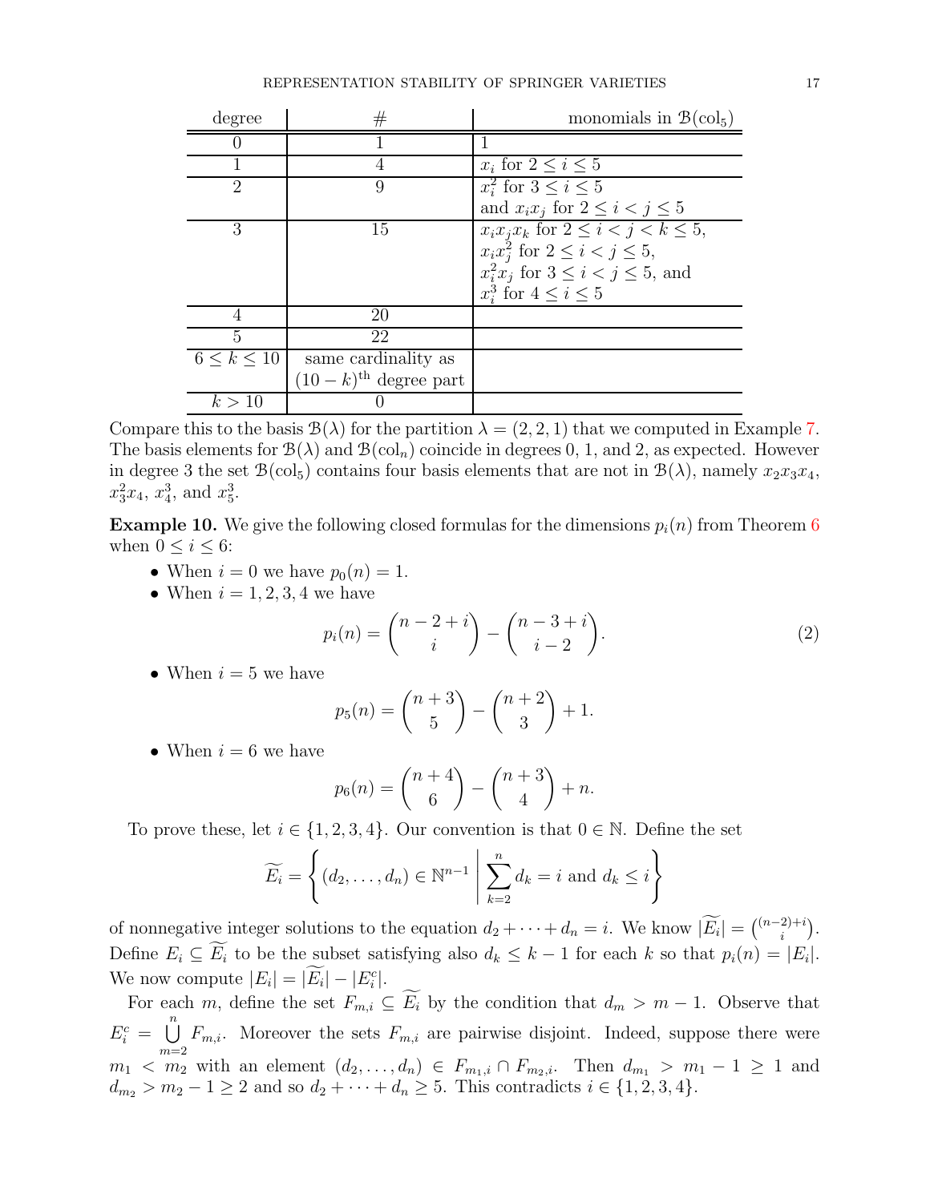| degree | # | monomials in $\mathcal{B}(\text{col}_5)$ |
|---|---|---|
| 0 | 1 | 1 |
| 1 | 4 | $x_i$ for $2 \le i \le 5$ |
| 2 | 9 | $x_i^2$ for $3 \le i \le 5$ and $x_i x_j$ for $2 \le i < j \le 5$ |
| 3 | 15 | $x_i x_j x_k$ for $2 \le i < j < k \le 5$, $x_i x_j^2$ for $2 \le i < j \le 5$, $x_i^2 x_j$ for $3 \le i < j \le 5$, and $x_i^3$ for $4 \le i \le 5$ |
| 4 | 20 | |
| 5 | 22 | |
| $6 \le k \le 10$ | same cardinality as $(10-k)^{\text{th}}$ degree part | |
| $k > 10$ | 0 | |

Compare this to the basis $\mathcal{B}(\lambda)$ for the partition $\lambda = (2, 2, 1)$ that we computed in Example 7. The basis elements for $\mathcal{B}(\lambda)$ and $\mathcal{B}(\text{col}_n)$ coincide in degrees 0, 1, and 2, as expected. However in degree 3 the set $\mathcal{B}(\text{col}_5)$ contains four basis elements that are not in $\mathcal{B}(\lambda)$, namely $x_2 x_3 x_4$, $x_3^2 x_4$, $x_4^3$, and $x_5^3$.

**Example 10.** We give the following closed formulas for the dimensions $p_i(n)$ from Theorem 6 when $0 \le i \le 6$:

- When $i = 0$ we have $p_0(n) = 1$.
- When $i = 1, 2, 3, 4$ we have

$$p_i(n) = \binom{n-2+i}{i} - \binom{n-3+i}{i-2}. \tag{2}$$

- When $i = 5$ we have

$$p_5(n) = \binom{n+3}{5} - \binom{n+2}{3} + 1.$$

- When $i = 6$ we have

$$p_6(n) = \binom{n+4}{6} - \binom{n+3}{4} + n.$$

To prove these, let $i \in \{1, 2, 3, 4\}$. Our convention is that $0 \in \mathbb{N}$. Define the set

$$\widetilde{E_i} = \left\{ (d_2, \ldots, d_n) \in \mathbb{N}^{n-1} \;\middle|\; \sum_{k=2}^{n} d_k = i \text{ and } d_k \le i \right\}$$

of nonnegative integer solutions to the equation $d_2 + \cdots + d_n = i$. We know $|\widetilde{E_i}| = \binom{(n-2)+i}{i}$. Define $E_i \subseteq \widetilde{E_i}$ to be the subset satisfying also $d_k \le k-1$ for each $k$ so that $p_i(n) = |E_i|$. We now compute $|E_i| = |\widetilde{E_i}| - |E_i^c|$.

For each $m$, define the set $F_{m,i} \subseteq \widetilde{E_i}$ by the condition that $d_m > m - 1$. Observe that $E_i^c = \bigcup_{m=2}^{n} F_{m,i}$. Moreover the sets $F_{m,i}$ are pairwise disjoint. Indeed, suppose there were $m_1 < m_2$ with an element $(d_2, \ldots, d_n) \in F_{m_1,i} \cap F_{m_2,i}$. Then $d_{m_1} > m_1 - 1 \ge 1$ and $d_{m_2} > m_2 - 1 \ge 2$ and so $d_2 + \cdots + d_n \ge 5$. This contradicts $i \in \{1, 2, 3, 4\}$.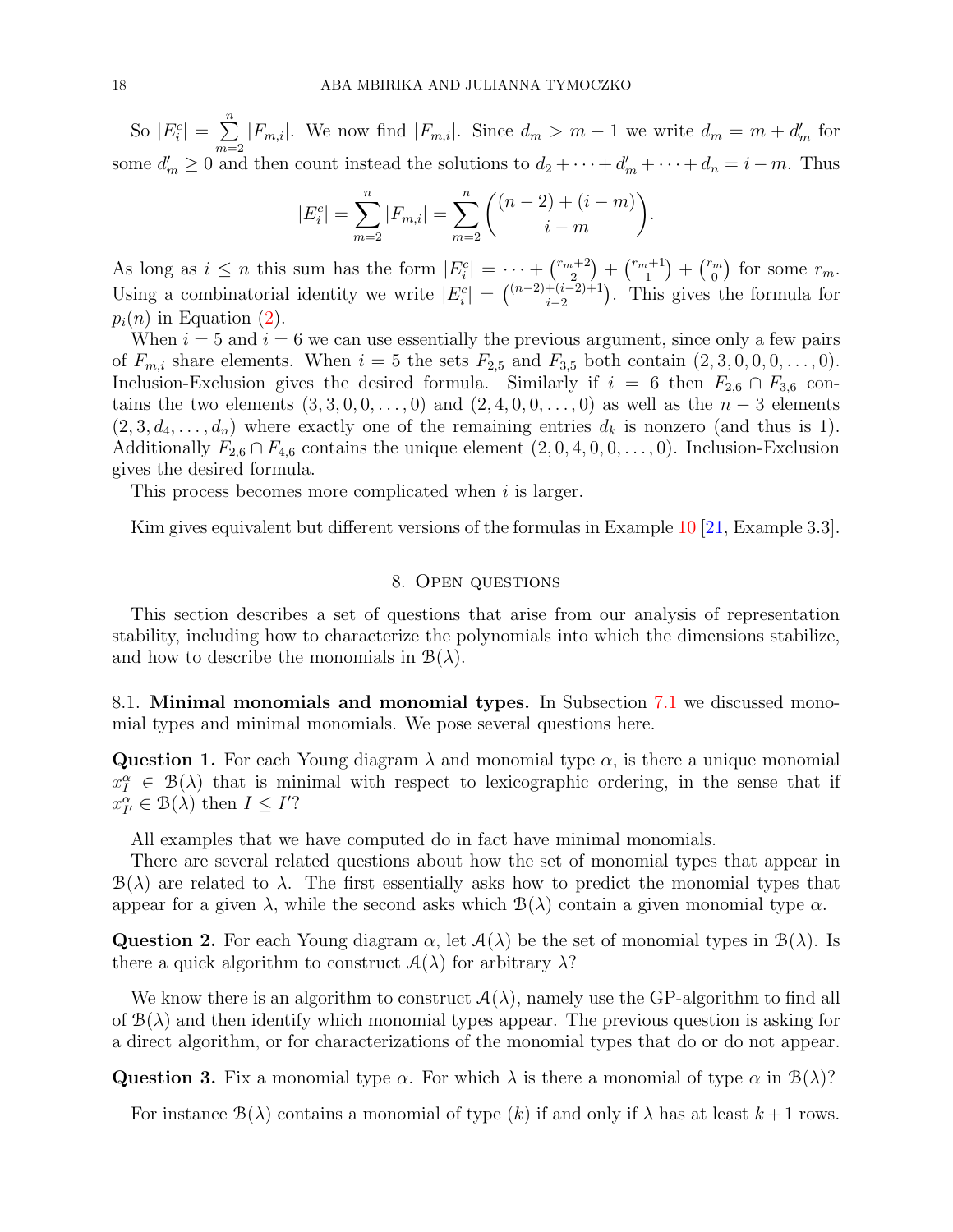So $|E_i^c| = \sum_{m=2}^{n} |F_{m,i}|$. We now find $|F_{m,i}|$. Since $d_m > m-1$ we write $d_m = m + d'_m$ for some $d'_m \geq 0$ and then count instead the solutions to $d_2 + \cdots + d'_m + \cdots + d_n = i - m$. Thus

$$|E_i^c| = \sum_{m=2}^{n} |F_{m,i}| = \sum_{m=2}^{n} \binom{(n-2)+(i-m)}{i-m}.$$

As long as $i \leq n$ this sum has the form $|E_i^c| = \cdots + \binom{r_m+2}{2} + \binom{r_m+1}{1} + \binom{r_m}{0}$ for some $r_m$. Using a combinatorial identity we write $|E_i^c| = \binom{(n-2)+(i-2)+1}{i-2}$. This gives the formula for $p_i(n)$ in Equation (2).

When $i=5$ and $i=6$ we can use essentially the previous argument, since only a few pairs of $F_{m,i}$ share elements. When $i=5$ the sets $F_{2,5}$ and $F_{3,5}$ both contain $(2,3,0,0,0,\ldots,0)$. Inclusion-Exclusion gives the desired formula. Similarly if $i=6$ then $F_{2,6} \cap F_{3,6}$ contains the two elements $(3,3,0,0,\ldots,0)$ and $(2,4,0,0,\ldots,0)$ as well as the $n-3$ elements $(2,3,d_4,\ldots,d_n)$ where exactly one of the remaining entries $d_k$ is nonzero (and thus is 1). Additionally $F_{2,6} \cap F_{4,6}$ contains the unique element $(2,0,4,0,0,\ldots,0)$. Inclusion-Exclusion gives the desired formula.

This process becomes more complicated when $i$ is larger.

Kim gives equivalent but different versions of the formulas in Example 10 [21, Example 3.3].

## 8. Open questions

This section describes a set of questions that arise from our analysis of representation stability, including how to characterize the polynomials into which the dimensions stabilize, and how to describe the monomials in $\mathcal{B}(\lambda)$.

### 8.1. Minimal monomials and monomial types.

In Subsection 7.1 we discussed monomial types and minimal monomials. We pose several questions here.

**Question 1.** For each Young diagram $\lambda$ and monomial type $\alpha$, is there a unique monomial $x_I^\alpha \in \mathcal{B}(\lambda)$ that is minimal with respect to lexicographic ordering, in the sense that if $x_{I'}^\alpha \in \mathcal{B}(\lambda)$ then $I \leq I'$?

All examples that we have computed do in fact have minimal monomials.

There are several related questions about how the set of monomial types that appear in $\mathcal{B}(\lambda)$ are related to $\lambda$. The first essentially asks how to predict the monomial types that appear for a given $\lambda$, while the second asks which $\mathcal{B}(\lambda)$ contain a given monomial type $\alpha$.

**Question 2.** For each Young diagram $\alpha$, let $\mathcal{A}(\lambda)$ be the set of monomial types in $\mathcal{B}(\lambda)$. Is there a quick algorithm to construct $\mathcal{A}(\lambda)$ for arbitrary $\lambda$?

We know there is an algorithm to construct $\mathcal{A}(\lambda)$, namely use the GP-algorithm to find all of $\mathcal{B}(\lambda)$ and then identify which monomial types appear. The previous question is asking for a direct algorithm, or for characterizations of the monomial types that do or do not appear.

**Question 3.** Fix a monomial type $\alpha$. For which $\lambda$ is there a monomial of type $\alpha$ in $\mathcal{B}(\lambda)$?

For instance $\mathcal{B}(\lambda)$ contains a monomial of type $(k)$ if and only if $\lambda$ has at least $k+1$ rows.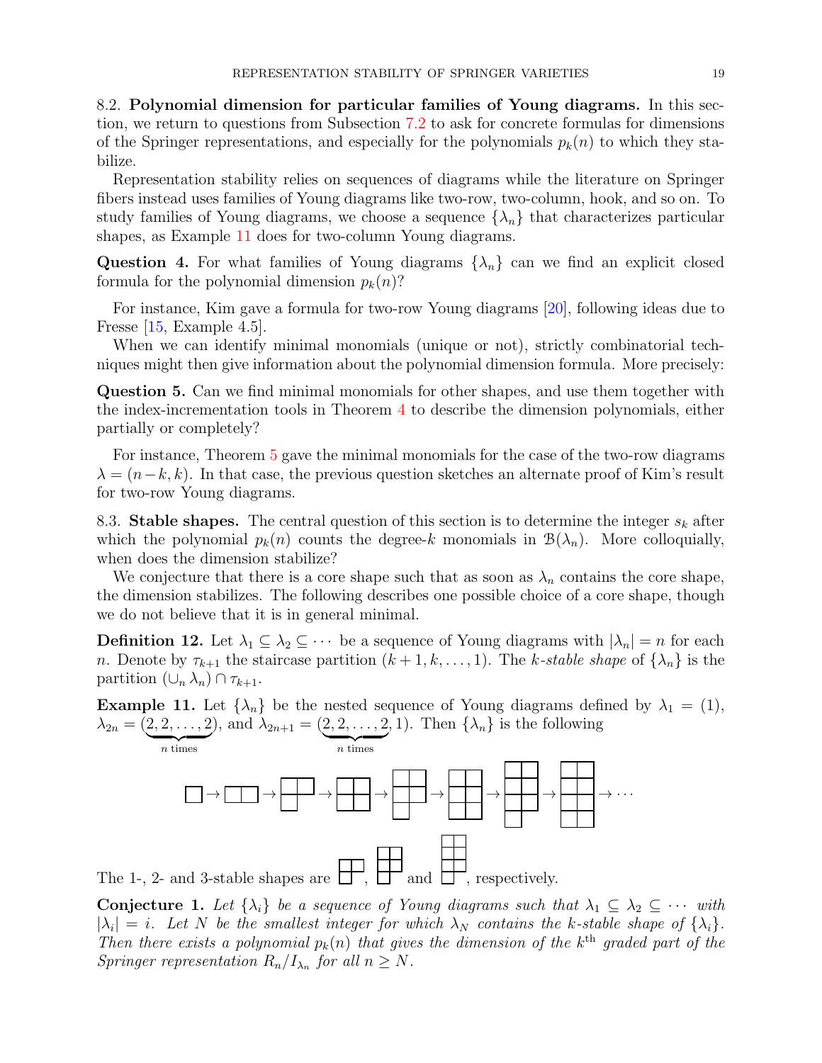8.2. **Polynomial dimension for particular families of Young diagrams.** In this section, we return to questions from Subsection 7.2 to ask for concrete formulas for dimensions of the Springer representations, and especially for the polynomials $p_k(n)$ to which they stabilize.

Representation stability relies on sequences of diagrams while the literature on Springer fibers instead uses families of Young diagrams like two-row, two-column, hook, and so on. To study families of Young diagrams, we choose a sequence $\{\lambda_n\}$ that characterizes particular shapes, as Example 11 does for two-column Young diagrams.

**Question 4.** For what families of Young diagrams $\{\lambda_n\}$ can we find an explicit closed formula for the polynomial dimension $p_k(n)$?

For instance, Kim gave a formula for two-row Young diagrams [20], following ideas due to Fresse [15, Example 4.5].

When we can identify minimal monomials (unique or not), strictly combinatorial techniques might then give information about the polynomial dimension formula. More precisely:

**Question 5.** Can we find minimal monomials for other shapes, and use them together with the index-incrementation tools in Theorem 4 to describe the dimension polynomials, either partially or completely?

For instance, Theorem 5 gave the minimal monomials for the case of the two-row diagrams $\lambda = (n-k, k)$. In that case, the previous question sketches an alternate proof of Kim's result for two-row Young diagrams.

8.3. **Stable shapes.** The central question of this section is to determine the integer $s_k$ after which the polynomial $p_k(n)$ counts the degree-$k$ monomials in $\mathcal{B}(\lambda_n)$. More colloquially, when does the dimension stabilize?

We conjecture that there is a core shape such that as soon as $\lambda_n$ contains the core shape, the dimension stabilizes. The following describes one possible choice of a core shape, though we do not believe that it is in general minimal.

**Definition 12.** Let $\lambda_1 \subseteq \lambda_2 \subseteq \cdots$ be a sequence of Young diagrams with $|\lambda_n| = n$ for each $n$. Denote by $\tau_{k+1}$ the staircase partition $(k+1, k, \ldots, 1)$. The *$k$-stable shape* of $\{\lambda_n\}$ is the partition $(\cup_n \lambda_n) \cap \tau_{k+1}$.

**Example 11.** Let $\{\lambda_n\}$ be the nested sequence of Young diagrams defined by $\lambda_1 = (1)$, $\lambda_{2n} = (\underbrace{2, 2, \ldots, 2}_{n \text{ times}})$, and $\lambda_{2n+1} = (\underbrace{2, 2, \ldots, 2}_{n \text{ times}}, 1)$. Then $\{\lambda_n\}$ is the following

$$(1) \to (2) \to (2,1) \to (2,2) \to (2,2,1) \to (2,2,2) \to (2,2,2,1) \to (2,2,2,2) \to \cdots$$

The 1-, 2- and 3-stable shapes are $(2,1)$, $(2,2,1)$ and $(2,2,2,1)$, respectively.

**Conjecture 1.** *Let $\{\lambda_i\}$ be a sequence of Young diagrams such that $\lambda_1 \subseteq \lambda_2 \subseteq \cdots$ with $|\lambda_i| = i$. Let $N$ be the smallest integer for which $\lambda_N$ contains the $k$-stable shape of $\{\lambda_i\}$. Then there exists a polynomial $p_k(n)$ that gives the dimension of the $k^{\text{th}}$ graded part of the Springer representation $R_n/I_{\lambda_n}$ for all $n \geq N$.*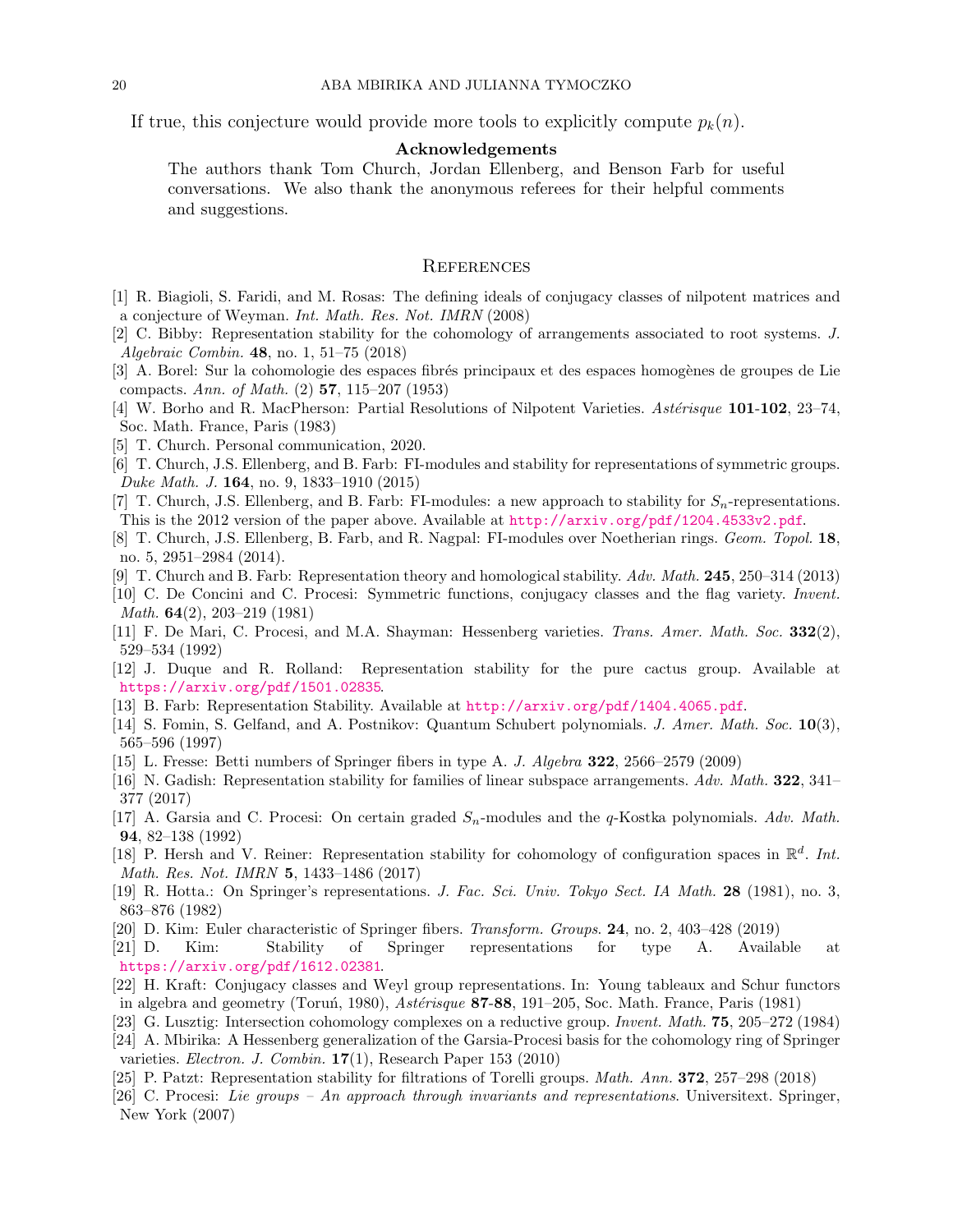If true, this conjecture would provide more tools to explicitly compute $p_k(n)$.

**Acknowledgements**

The authors thank Tom Church, Jordan Ellenberg, and Benson Farb for useful conversations. We also thank the anonymous referees for their helpful comments and suggestions.

## References

[1] R. Biagioli, S. Faridi, and M. Rosas: The defining ideals of conjugacy classes of nilpotent matrices and a conjecture of Weyman. *Int. Math. Res. Not. IMRN* (2008)

[2] C. Bibby: Representation stability for the cohomology of arrangements associated to root systems. *J. Algebraic Combin.* **48**, no. 1, 51–75 (2018)

[3] A. Borel: Sur la cohomologie des espaces fibrés principaux et des espaces homogènes de groupes de Lie compacts. *Ann. of Math.* (2) **57**, 115–207 (1953)

[4] W. Borho and R. MacPherson: Partial Resolutions of Nilpotent Varieties. *Astérisque* **101-102**, 23–74, Soc. Math. France, Paris (1983)

[5] T. Church. Personal communication, 2020.

[6] T. Church, J.S. Ellenberg, and B. Farb: FI-modules and stability for representations of symmetric groups. *Duke Math. J.* **164**, no. 9, 1833–1910 (2015)

[7] T. Church, J.S. Ellenberg, and B. Farb: FI-modules: a new approach to stability for $S_n$-representations. This is the 2012 version of the paper above. Available at http://arxiv.org/pdf/1204.4533v2.pdf.

[8] T. Church, J.S. Ellenberg, B. Farb, and R. Nagpal: FI-modules over Noetherian rings. *Geom. Topol.* **18**, no. 5, 2951–2984 (2014).

[9] T. Church and B. Farb: Representation theory and homological stability. *Adv. Math.* **245**, 250–314 (2013)

[10] C. De Concini and C. Procesi: Symmetric functions, conjugacy classes and the flag variety. *Invent. Math.* **64**(2), 203–219 (1981)

[11] F. De Mari, C. Procesi, and M.A. Shayman: Hessenberg varieties. *Trans. Amer. Math. Soc.* **332**(2), 529–534 (1992)

[12] J. Duque and R. Rolland: Representation stability for the pure cactus group. Available at https://arxiv.org/pdf/1501.02835.

[13] B. Farb: Representation Stability. Available at http://arxiv.org/pdf/1404.4065.pdf.

[14] S. Fomin, S. Gelfand, and A. Postnikov: Quantum Schubert polynomials. *J. Amer. Math. Soc.* **10**(3), 565–596 (1997)

[15] L. Fresse: Betti numbers of Springer fibers in type A. *J. Algebra* **322**, 2566–2579 (2009)

[16] N. Gadish: Representation stability for families of linear subspace arrangements. *Adv. Math.* **322**, 341–377 (2017)

[17] A. Garsia and C. Procesi: On certain graded $S_n$-modules and the $q$-Kostka polynomials. *Adv. Math.* **94**, 82–138 (1992)

[18] P. Hersh and V. Reiner: Representation stability for cohomology of configuration spaces in $\mathbb{R}^d$. *Int. Math. Res. Not. IMRN* **5**, 1433–1486 (2017)

[19] R. Hotta.: On Springer's representations. *J. Fac. Sci. Univ. Tokyo Sect. IA Math.* **28** (1981), no. 3, 863–876 (1982)

[20] D. Kim: Euler characteristic of Springer fibers. *Transform. Groups*. **24**, no. 2, 403–428 (2019)

[21] D. Kim: Stability of Springer representations for type A. Available at https://arxiv.org/pdf/1612.02381.

[22] H. Kraft: Conjugacy classes and Weyl group representations. In: Young tableaux and Schur functors in algebra and geometry (Toruń, 1980), *Astérisque* **87-88**, 191–205, Soc. Math. France, Paris (1981)

[23] G. Lusztig: Intersection cohomology complexes on a reductive group. *Invent. Math.* **75**, 205–272 (1984)

[24] A. Mbirika: A Hessenberg generalization of the Garsia-Procesi basis for the cohomology ring of Springer varieties. *Electron. J. Combin.* **17**(1), Research Paper 153 (2010)

[25] P. Patzt: Representation stability for filtrations of Torelli groups. *Math. Ann.* **372**, 257–298 (2018)

[26] C. Procesi: *Lie groups – An approach through invariants and representations*. Universitext. Springer, New York (2007)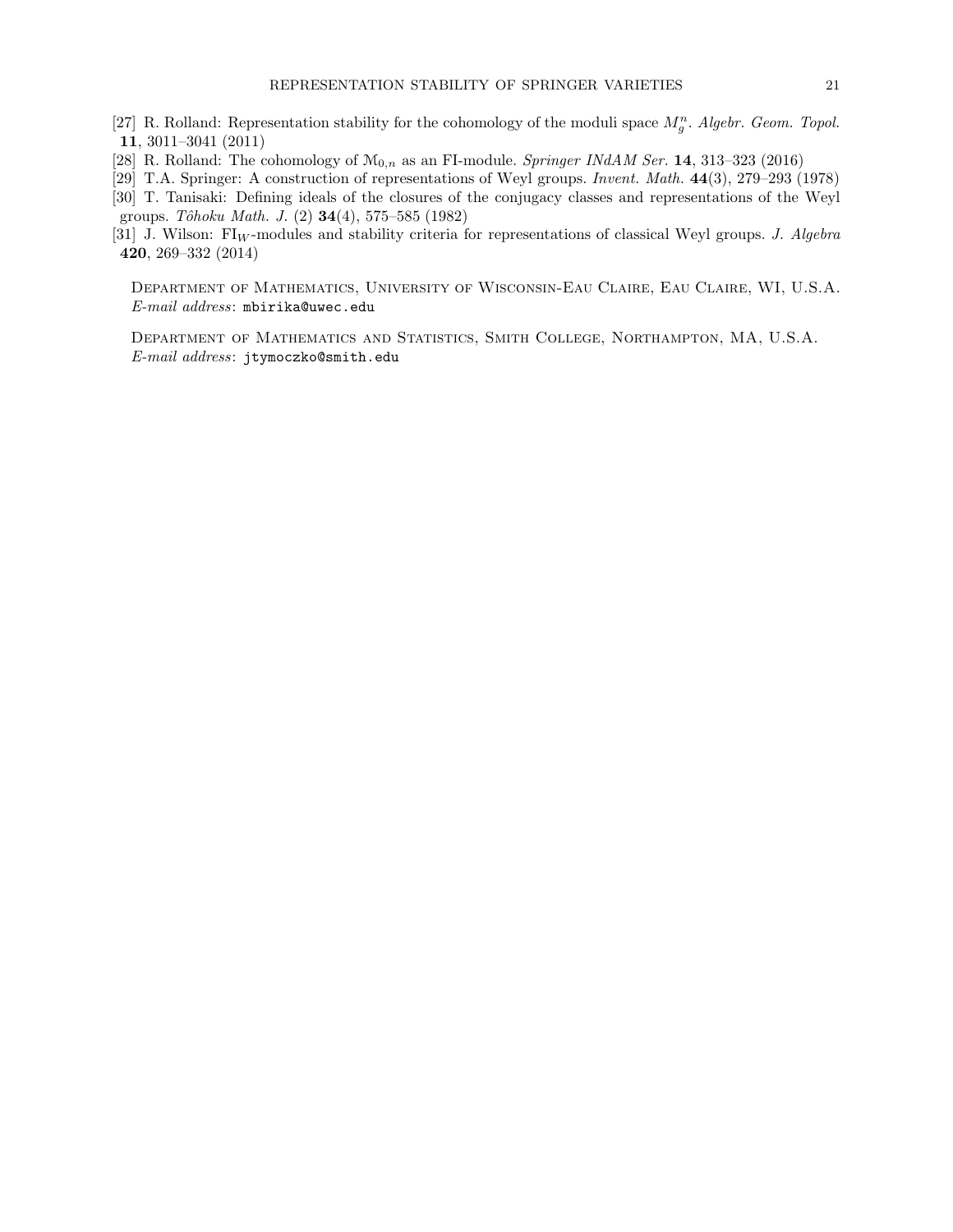[27] R. Rolland: Representation stability for the cohomology of the moduli space $M_g^n$. *Algebr. Geom. Topol.* **11**, 3011–3041 (2011)

[28] R. Rolland: The cohomology of $\mathcal{M}_{0,n}$ as an FI-module. *Springer INdAM Ser.* **14**, 313–323 (2016)

[29] T.A. Springer: A construction of representations of Weyl groups. *Invent. Math.* **44**(3), 279–293 (1978)

[30] T. Tanisaki: Defining ideals of the closures of the conjugacy classes and representations of the Weyl groups. *Tôhoku Math. J.* (2) **34**(4), 575–585 (1982)

[31] J. Wilson: $\mathrm{FI}_W$-modules and stability criteria for representations of classical Weyl groups. *J. Algebra* **420**, 269–332 (2014)

Department of Mathematics, University of Wisconsin-Eau Claire, Eau Claire, WI, U.S.A.
*E-mail address*: `mbirika@uwec.edu`

Department of Mathematics and Statistics, Smith College, Northampton, MA, U.S.A.
*E-mail address*: `jtymoczko@smith.edu`